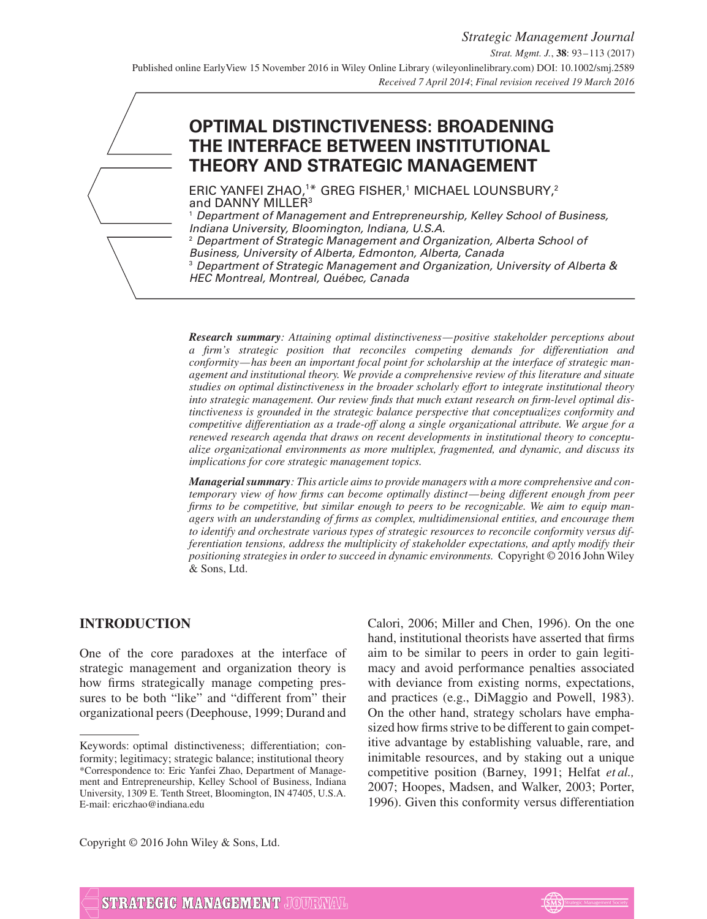# OPTIMAL DISTINCTIVENESS: BROADENING THE INTERFACE BETWEEN INSTITUTIONAL THEORY AND STRATEGIC MANAGEMENT

ERIC YANFEI ZHAO,[1]* GREG FISHER,[1] MICHAEL LOUNSBURY,[2] and DANNY MILLER[3]

[1] *Department of Management and Entrepreneurship, Kelley School of Business, Indiana University, Bloomington, Indiana, U.S.A.*

[2] *Department of Strategic Management and Organization, Alberta School of Business, University of Alberta, Edmonton, Alberta, Canada*

[3] *Department of Strategic Management and Organization, University of Alberta & HEC Montreal, Montreal, Québec, Canada*

***Research summary****: Attaining optimal distinctiveness—positive stakeholder perceptions about a firm's strategic position that reconciles competing demands for differentiation and conformity—has been an important focal point for scholarship at the interface of strategic management and institutional theory. We provide a comprehensive review of this literature and situate studies on optimal distinctiveness in the broader scholarly effort to integrate institutional theory into strategic management. Our review finds that much extant research on firm-level optimal distinctiveness is grounded in the strategic balance perspective that conceptualizes conformity and competitive differentiation as a trade-off along a single organizational attribute. We argue for a renewed research agenda that draws on recent developments in institutional theory to conceptualize organizational environments as more multiplex, fragmented, and dynamic, and discuss its implications for core strategic management topics.*

***Managerial summary****: This article aims to provide managers with a more comprehensive and contemporary view of how firms can become optimally distinct—being different enough from peer firms to be competitive, but similar enough to peers to be recognizable. We aim to equip managers with an understanding of firms as complex, multidimensional entities, and encourage them to identify and orchestrate various types of strategic resources to reconcile conformity versus differentiation tensions, address the multiplicity of stakeholder expectations, and aptly modify their positioning strategies in order to succeed in dynamic environments.* Copyright © 2016 John Wiley & Sons, Ltd.

## INTRODUCTION

One of the core paradoxes at the interface of strategic management and organization theory is how firms strategically manage competing pressures to be both "like" and "different from" their organizational peers (Deephouse, 1999; Durand and Calori, 2006; Miller and Chen, 1996). On the one hand, institutional theorists have asserted that firms aim to be similar to peers in order to gain legitimacy and avoid performance penalties associated with deviance from existing norms, expectations, and practices (e.g., DiMaggio and Powell, 1983). On the other hand, strategy scholars have emphasized how firms strive to be different to gain competitive advantage by establishing valuable, rare, and inimitable resources, and by staking out a unique competitive position (Barney, 1991; Helfat *et al.,* 2007; Hoopes, Madsen, and Walker, 2003; Porter, 1996). Given this conformity versus differentiation

---

Keywords: optimal distinctiveness; differentiation; conformity; legitimacy; strategic balance; institutional theory

*Correspondence to: Eric Yanfei Zhao, Department of Management and Entrepreneurship, Kelley School of Business, Indiana University, 1309 E. Tenth Street, Bloomington, IN 47405, U.S.A. E-mail: ericzhao@indiana.edu

Copyright © 2016 John Wiley & Sons, Ltd.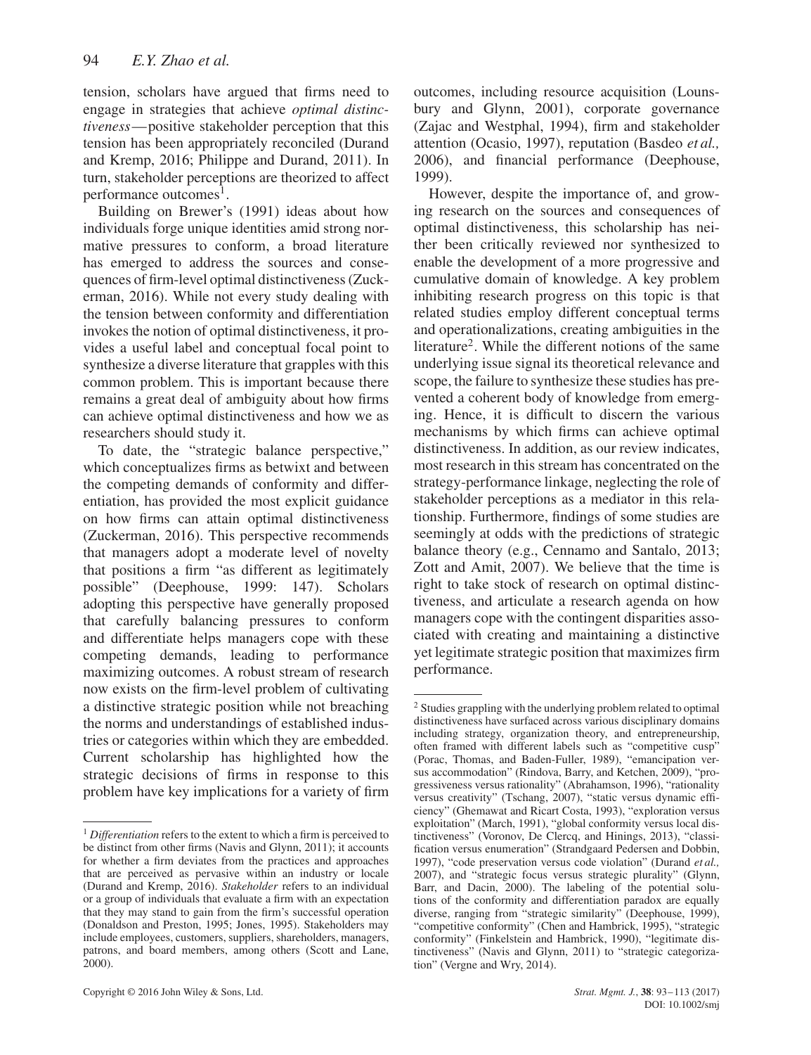tension, scholars have argued that firms need to engage in strategies that achieve *optimal distinctiveness*—positive stakeholder perception that this tension has been appropriately reconciled (Durand and Kremp, 2016; Philippe and Durand, 2011). In turn, stakeholder perceptions are theorized to affect performance outcomes[1].

Building on Brewer's (1991) ideas about how individuals forge unique identities amid strong normative pressures to conform, a broad literature has emerged to address the sources and consequences of firm-level optimal distinctiveness (Zuckerman, 2016). While not every study dealing with the tension between conformity and differentiation invokes the notion of optimal distinctiveness, it provides a useful label and conceptual focal point to synthesize a diverse literature that grapples with this common problem. This is important because there remains a great deal of ambiguity about how firms can achieve optimal distinctiveness and how we as researchers should study it.

To date, the "strategic balance perspective," which conceptualizes firms as betwixt and between the competing demands of conformity and differentiation, has provided the most explicit guidance on how firms can attain optimal distinctiveness (Zuckerman, 2016). This perspective recommends that managers adopt a moderate level of novelty that positions a firm "as different as legitimately possible" (Deephouse, 1999: 147). Scholars adopting this perspective have generally proposed that carefully balancing pressures to conform and differentiate helps managers cope with these competing demands, leading to performance maximizing outcomes. A robust stream of research now exists on the firm-level problem of cultivating a distinctive strategic position while not breaching the norms and understandings of established industries or categories within which they are embedded. Current scholarship has highlighted how the strategic decisions of firms in response to this problem have key implications for a variety of firm outcomes, including resource acquisition (Lounsbury and Glynn, 2001), corporate governance (Zajac and Westphal, 1994), firm and stakeholder attention (Ocasio, 1997), reputation (Basdeo *et al.,* 2006), and financial performance (Deephouse, 1999).

However, despite the importance of, and growing research on the sources and consequences of optimal distinctiveness, this scholarship has neither been critically reviewed nor synthesized to enable the development of a more progressive and cumulative domain of knowledge. A key problem inhibiting research progress on this topic is that related studies employ different conceptual terms and operationalizations, creating ambiguities in the literature[2]. While the different notions of the same underlying issue signal its theoretical relevance and scope, the failure to synthesize these studies has prevented a coherent body of knowledge from emerging. Hence, it is difficult to discern the various mechanisms by which firms can achieve optimal distinctiveness. In addition, as our review indicates, most research in this stream has concentrated on the strategy-performance linkage, neglecting the role of stakeholder perceptions as a mediator in this relationship. Furthermore, findings of some studies are seemingly at odds with the predictions of strategic balance theory (e.g., Cennamo and Santalo, 2013; Zott and Amit, 2007). We believe that the time is right to take stock of research on optimal distinctiveness, and articulate a research agenda on how managers cope with the contingent disparities associated with creating and maintaining a distinctive yet legitimate strategic position that maximizes firm performance.

---

[1] *Differentiation* refers to the extent to which a firm is perceived to be distinct from other firms (Navis and Glynn, 2011); it accounts for whether a firm deviates from the practices and approaches that are perceived as pervasive within an industry or locale (Durand and Kremp, 2016). *Stakeholder* refers to an individual or a group of individuals that evaluate a firm with an expectation that they may stand to gain from the firm's successful operation (Donaldson and Preston, 1995; Jones, 1995). Stakeholders may include employees, customers, suppliers, shareholders, managers, patrons, and board members, among others (Scott and Lane, 2000).

[2] Studies grappling with the underlying problem related to optimal distinctiveness have surfaced across various disciplinary domains including strategy, organization theory, and entrepreneurship, often framed with different labels such as "competitive cusp" (Porac, Thomas, and Baden-Fuller, 1989), "emancipation versus accommodation" (Rindova, Barry, and Ketchen, 2009), "progressiveness versus rationality" (Abrahamson, 1996), "rationality versus creativity" (Tschang, 2007), "static versus dynamic efficiency" (Ghemawat and Ricart Costa, 1993), "exploration versus exploitation" (March, 1991), "global conformity versus local distinctiveness" (Voronov, De Clercq, and Hinings, 2013), "classification versus enumeration" (Strandgaard Pedersen and Dobbin, 1997), "code preservation versus code violation" (Durand *et al.,* 2007), and "strategic focus versus strategic plurality" (Glynn, Barr, and Dacin, 2000). The labeling of the potential solutions of the conformity and differentiation paradox are equally diverse, ranging from "strategic similarity" (Deephouse, 1999), "competitive conformity" (Chen and Hambrick, 1995), "strategic conformity" (Finkelstein and Hambrick, 1990), "legitimate distinctiveness" (Navis and Glynn, 2011) to "strategic categorization" (Vergne and Wry, 2014).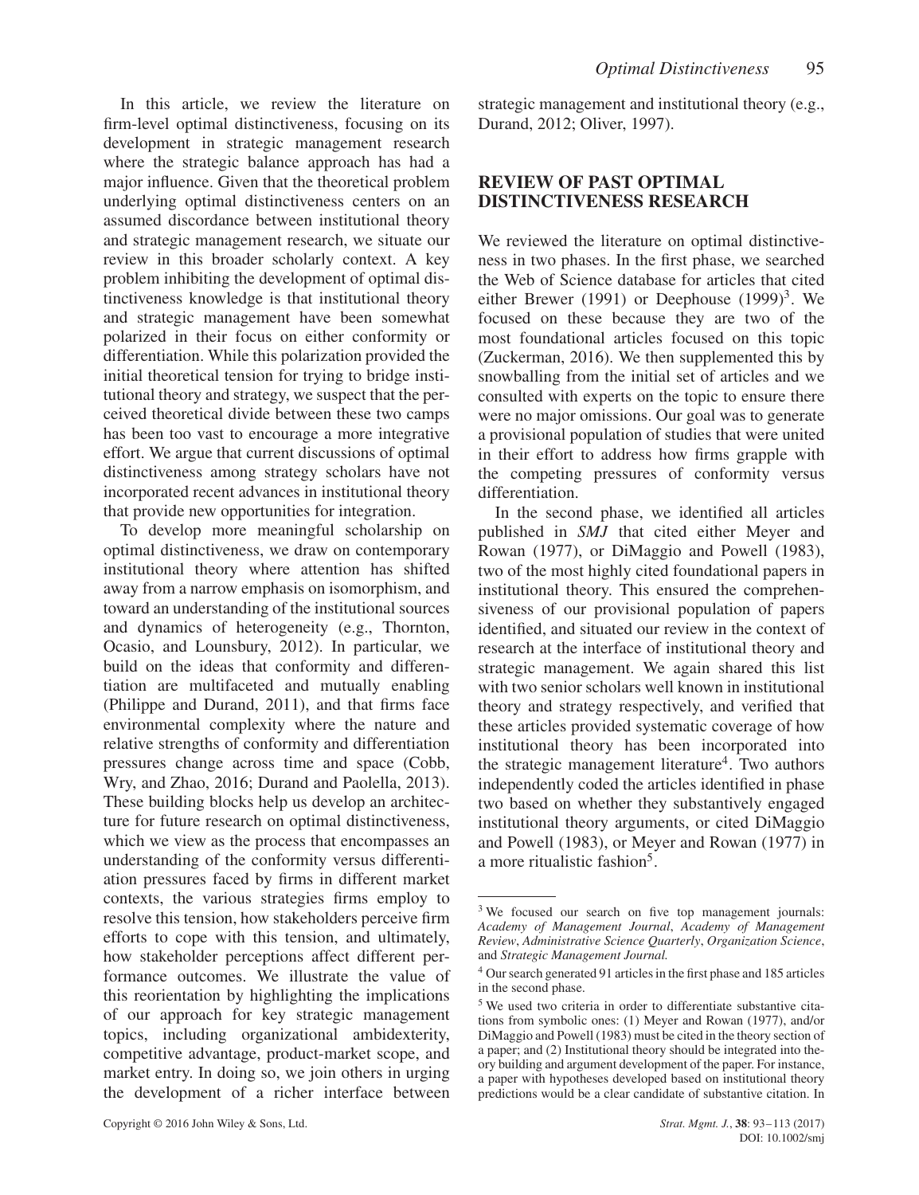In this article, we review the literature on firm-level optimal distinctiveness, focusing on its development in strategic management research where the strategic balance approach has had a major influence. Given that the theoretical problem underlying optimal distinctiveness centers on an assumed discordance between institutional theory and strategic management research, we situate our review in this broader scholarly context. A key problem inhibiting the development of optimal distinctiveness knowledge is that institutional theory and strategic management have been somewhat polarized in their focus on either conformity or differentiation. While this polarization provided the initial theoretical tension for trying to bridge institutional theory and strategy, we suspect that the perceived theoretical divide between these two camps has been too vast to encourage a more integrative effort. We argue that current discussions of optimal distinctiveness among strategy scholars have not incorporated recent advances in institutional theory that provide new opportunities for integration.

To develop more meaningful scholarship on optimal distinctiveness, we draw on contemporary institutional theory where attention has shifted away from a narrow emphasis on isomorphism, and toward an understanding of the institutional sources and dynamics of heterogeneity (e.g., Thornton, Ocasio, and Lounsbury, 2012). In particular, we build on the ideas that conformity and differentiation are multifaceted and mutually enabling (Philippe and Durand, 2011), and that firms face environmental complexity where the nature and relative strengths of conformity and differentiation pressures change across time and space (Cobb, Wry, and Zhao, 2016; Durand and Paolella, 2013). These building blocks help us develop an architecture for future research on optimal distinctiveness, which we view as the process that encompasses an understanding of the conformity versus differentiation pressures faced by firms in different market contexts, the various strategies firms employ to resolve this tension, how stakeholders perceive firm efforts to cope with this tension, and ultimately, how stakeholder perceptions affect different performance outcomes. We illustrate the value of this reorientation by highlighting the implications of our approach for key strategic management topics, including organizational ambidexterity, competitive advantage, product-market scope, and market entry. In doing so, we join others in urging the development of a richer interface between strategic management and institutional theory (e.g., Durand, 2012; Oliver, 1997).

## REVIEW OF PAST OPTIMAL DISTINCTIVENESS RESEARCH

We reviewed the literature on optimal distinctiveness in two phases. In the first phase, we searched the Web of Science database for articles that cited either Brewer (1991) or Deephouse (1999)[3]. We focused on these because they are two of the most foundational articles focused on this topic (Zuckerman, 2016). We then supplemented this by snowballing from the initial set of articles and we consulted with experts on the topic to ensure there were no major omissions. Our goal was to generate a provisional population of studies that were united in their effort to address how firms grapple with the competing pressures of conformity versus differentiation.

In the second phase, we identified all articles published in *SMJ* that cited either Meyer and Rowan (1977), or DiMaggio and Powell (1983), two of the most highly cited foundational papers in institutional theory. This ensured the comprehensiveness of our provisional population of papers identified, and situated our review in the context of research at the interface of institutional theory and strategic management. We again shared this list with two senior scholars well known in institutional theory and strategy respectively, and verified that these articles provided systematic coverage of how institutional theory has been incorporated into the strategic management literature[4]. Two authors independently coded the articles identified in phase two based on whether they substantively engaged institutional theory arguments, or cited DiMaggio and Powell (1983), or Meyer and Rowan (1977) in a more ritualistic fashion[5].

---

[3] We focused our search on five top management journals: *Academy of Management Journal*, *Academy of Management Review*, *Administrative Science Quarterly*, *Organization Science*, and *Strategic Management Journal.*

[4] Our search generated 91 articles in the first phase and 185 articles in the second phase.

[5] We used two criteria in order to differentiate substantive citations from symbolic ones: (1) Meyer and Rowan (1977), and/or DiMaggio and Powell (1983) must be cited in the theory section of a paper; and (2) Institutional theory should be integrated into theory building and argument development of the paper. For instance, a paper with hypotheses developed based on institutional theory predictions would be a clear candidate of substantive citation. In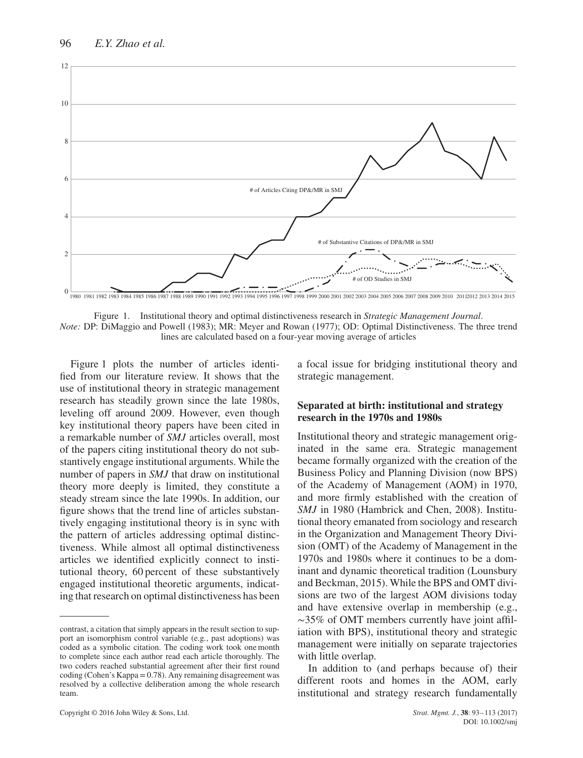Figure 1. Institutional theory and optimal distinctiveness research in *Strategic Management Journal*.
*Note:* DP: DiMaggio and Powell (1983); MR: Meyer and Rowan (1977); OD: Optimal Distinctiveness. The three trend lines are calculated based on a four-year moving average of articles

Figure 1 plots the number of articles identified from our literature review. It shows that the use of institutional theory in strategic management research has steadily grown since the late 1980s, leveling off around 2009. However, even though key institutional theory papers have been cited in a remarkable number of *SMJ* articles overall, most of the papers citing institutional theory do not substantively engage institutional arguments. While the number of papers in *SMJ* that draw on institutional theory more deeply is limited, they constitute a steady stream since the late 1990s. In addition, our figure shows that the trend line of articles substantively engaging institutional theory is in sync with the pattern of articles addressing optimal distinctiveness. While almost all optimal distinctiveness articles we identified explicitly connect to institutional theory, 60 percent of these substantively engaged institutional theoretic arguments, indicating that research on optimal distinctiveness has been a focal issue for bridging institutional theory and strategic management.

## Separated at birth: institutional and strategy research in the 1970s and 1980s

Institutional theory and strategic management originated in the same era. Strategic management became formally organized with the creation of the Business Policy and Planning Division (now BPS) of the Academy of Management (AOM) in 1970, and more firmly established with the creation of *SMJ* in 1980 (Hambrick and Chen, 2008). Institutional theory emanated from sociology and research in the Organization and Management Theory Division (OMT) of the Academy of Management in the 1970s and 1980s where it continues to be a dominant and dynamic theoretical tradition (Lounsbury and Beckman, 2015). While the BPS and OMT divisions are two of the largest AOM divisions today and have extensive overlap in membership (e.g., ~35% of OMT members currently have joint affiliation with BPS), institutional theory and strategic management were initially on separate trajectories with little overlap.

In addition to (and perhaps because of) their different roots and homes in the AOM, early institutional and strategy research fundamentally

contrast, a citation that simply appears in the result section to support an isomorphism control variable (e.g., past adoptions) was coded as a symbolic citation. The coding work took one month to complete since each author read each article thoroughly. The two coders reached substantial agreement after their first round coding (Cohen's Kappa = 0.78). Any remaining disagreement was resolved by a collective deliberation among the whole research team.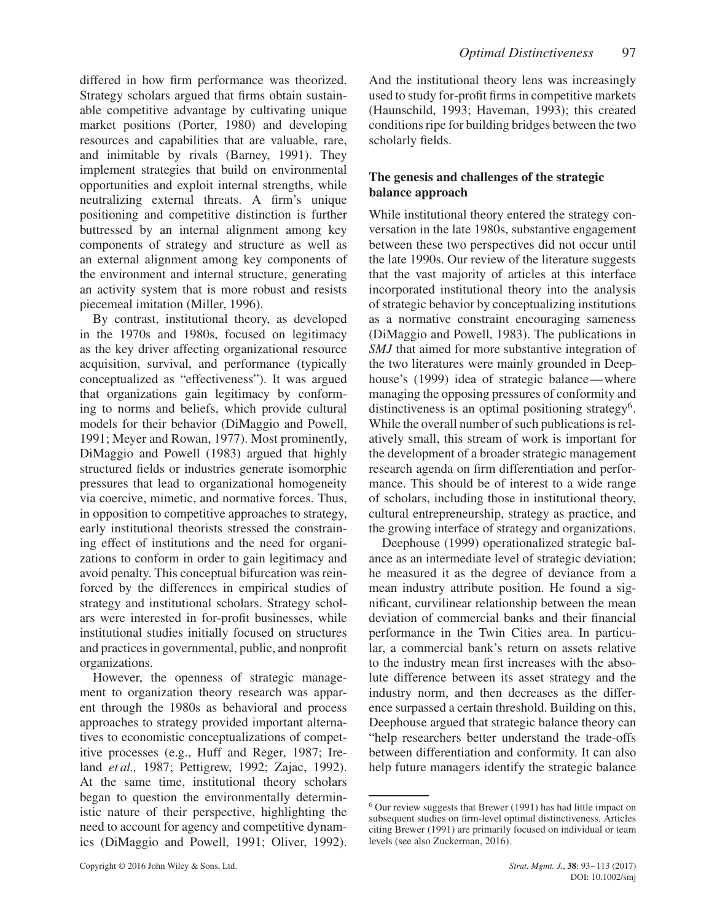differed in how firm performance was theorized. Strategy scholars argued that firms obtain sustainable competitive advantage by cultivating unique market positions (Porter, 1980) and developing resources and capabilities that are valuable, rare, and inimitable by rivals (Barney, 1991). They implement strategies that build on environmental opportunities and exploit internal strengths, while neutralizing external threats. A firm's unique positioning and competitive distinction is further buttressed by an internal alignment among key components of strategy and structure as well as an external alignment among key components of the environment and internal structure, generating an activity system that is more robust and resists piecemeal imitation (Miller, 1996).

By contrast, institutional theory, as developed in the 1970s and 1980s, focused on legitimacy as the key driver affecting organizational resource acquisition, survival, and performance (typically conceptualized as "effectiveness"). It was argued that organizations gain legitimacy by conforming to norms and beliefs, which provide cultural models for their behavior (DiMaggio and Powell, 1991; Meyer and Rowan, 1977). Most prominently, DiMaggio and Powell (1983) argued that highly structured fields or industries generate isomorphic pressures that lead to organizational homogeneity via coercive, mimetic, and normative forces. Thus, in opposition to competitive approaches to strategy, early institutional theorists stressed the constraining effect of institutions and the need for organizations to conform in order to gain legitimacy and avoid penalty. This conceptual bifurcation was reinforced by the differences in empirical studies of strategy and institutional scholars. Strategy scholars were interested in for-profit businesses, while institutional studies initially focused on structures and practices in governmental, public, and nonprofit organizations.

However, the openness of strategic management to organization theory research was apparent through the 1980s as behavioral and process approaches to strategy provided important alternatives to economistic conceptualizations of competitive processes (e.g., Huff and Reger, 1987; Ireland *et al.,* 1987; Pettigrew, 1992; Zajac, 1992). At the same time, institutional theory scholars began to question the environmentally deterministic nature of their perspective, highlighting the need to account for agency and competitive dynamics (DiMaggio and Powell, 1991; Oliver, 1992). And the institutional theory lens was increasingly used to study for-profit firms in competitive markets (Haunschild, 1993; Haveman, 1993); this created conditions ripe for building bridges between the two scholarly fields.

## The genesis and challenges of the strategic balance approach

While institutional theory entered the strategy conversation in the late 1980s, substantive engagement between these two perspectives did not occur until the late 1990s. Our review of the literature suggests that the vast majority of articles at this interface incorporated institutional theory into the analysis of strategic behavior by conceptualizing institutions as a normative constraint encouraging sameness (DiMaggio and Powell, 1983). The publications in *SMJ* that aimed for more substantive integration of the two literatures were mainly grounded in Deephouse's (1999) idea of strategic balance—where managing the opposing pressures of conformity and distinctiveness is an optimal positioning strategy[6]. While the overall number of such publications is relatively small, this stream of work is important for the development of a broader strategic management research agenda on firm differentiation and performance. This should be of interest to a wide range of scholars, including those in institutional theory, cultural entrepreneurship, strategy as practice, and the growing interface of strategy and organizations.

Deephouse (1999) operationalized strategic balance as an intermediate level of strategic deviation; he measured it as the degree of deviance from a mean industry attribute position. He found a significant, curvilinear relationship between the mean deviation of commercial banks and their financial performance in the Twin Cities area. In particular, a commercial bank's return on assets relative to the industry mean first increases with the absolute difference between its asset strategy and the industry norm, and then decreases as the difference surpassed a certain threshold. Building on this, Deephouse argued that strategic balance theory can "help researchers better understand the trade-offs between differentiation and conformity. It can also help future managers identify the strategic balance

[6] Our review suggests that Brewer (1991) has had little impact on subsequent studies on firm-level optimal distinctiveness. Articles citing Brewer (1991) are primarily focused on individual or team levels (see also Zuckerman, 2016).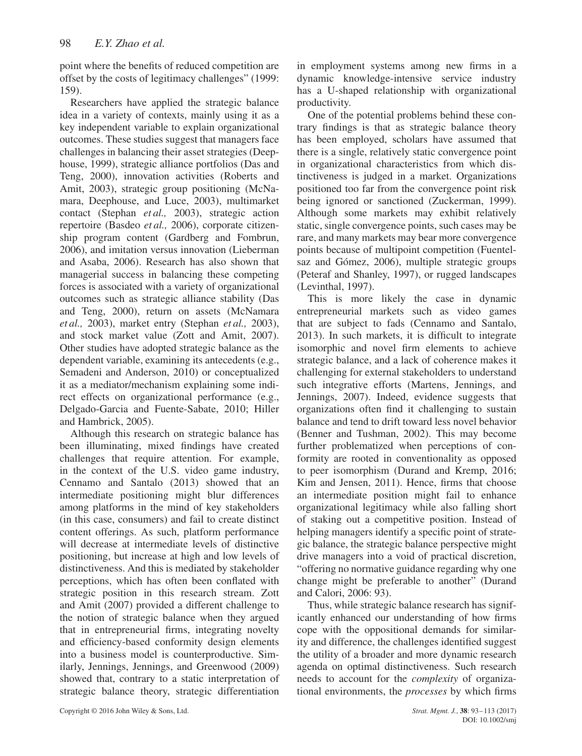point where the benefits of reduced competition are offset by the costs of legitimacy challenges" (1999: 159).

Researchers have applied the strategic balance idea in a variety of contexts, mainly using it as a key independent variable to explain organizational outcomes. These studies suggest that managers face challenges in balancing their asset strategies (Deephouse, 1999), strategic alliance portfolios (Das and Teng, 2000), innovation activities (Roberts and Amit, 2003), strategic group positioning (McNamara, Deephouse, and Luce, 2003), multimarket contact (Stephan *et al.,* 2003), strategic action repertoire (Basdeo *et al.,* 2006), corporate citizenship program content (Gardberg and Fombrun, 2006), and imitation versus innovation (Lieberman and Asaba, 2006). Research has also shown that managerial success in balancing these competing forces is associated with a variety of organizational outcomes such as strategic alliance stability (Das and Teng, 2000), return on assets (McNamara *et al.,* 2003), market entry (Stephan *et al.,* 2003), and stock market value (Zott and Amit, 2007). Other studies have adopted strategic balance as the dependent variable, examining its antecedents (e.g., Semadeni and Anderson, 2010) or conceptualized it as a mediator/mechanism explaining some indirect effects on organizational performance (e.g., Delgado-Garcia and Fuente-Sabate, 2010; Hiller and Hambrick, 2005).

Although this research on strategic balance has been illuminating, mixed findings have created challenges that require attention. For example, in the context of the U.S. video game industry, Cennamo and Santalo (2013) showed that an intermediate positioning might blur differences among platforms in the mind of key stakeholders (in this case, consumers) and fail to create distinct content offerings. As such, platform performance will decrease at intermediate levels of distinctive positioning, but increase at high and low levels of distinctiveness. And this is mediated by stakeholder perceptions, which has often been conflated with strategic position in this research stream. Zott and Amit (2007) provided a different challenge to the notion of strategic balance when they argued that in entrepreneurial firms, integrating novelty and efficiency-based conformity design elements into a business model is counterproductive. Similarly, Jennings, Jennings, and Greenwood (2009) showed that, contrary to a static interpretation of strategic balance theory, strategic differentiation in employment systems among new firms in a dynamic knowledge-intensive service industry has a U-shaped relationship with organizational productivity.

One of the potential problems behind these contrary findings is that as strategic balance theory has been employed, scholars have assumed that there is a single, relatively static convergence point in organizational characteristics from which distinctiveness is judged in a market. Organizations positioned too far from the convergence point risk being ignored or sanctioned (Zuckerman, 1999). Although some markets may exhibit relatively static, single convergence points, such cases may be rare, and many markets may bear more convergence points because of multipoint competition (Fuentelsaz and Gómez, 2006), multiple strategic groups (Peteraf and Shanley, 1997), or rugged landscapes (Levinthal, 1997).

This is more likely the case in dynamic entrepreneurial markets such as video games that are subject to fads (Cennamo and Santalo, 2013). In such markets, it is difficult to integrate isomorphic and novel firm elements to achieve strategic balance, and a lack of coherence makes it challenging for external stakeholders to understand such integrative efforts (Martens, Jennings, and Jennings, 2007). Indeed, evidence suggests that organizations often find it challenging to sustain balance and tend to drift toward less novel behavior (Benner and Tushman, 2002). This may become further problematized when perceptions of conformity are rooted in conventionality as opposed to peer isomorphism (Durand and Kremp, 2016; Kim and Jensen, 2011). Hence, firms that choose an intermediate position might fail to enhance organizational legitimacy while also falling short of staking out a competitive position. Instead of helping managers identify a specific point of strategic balance, the strategic balance perspective might drive managers into a void of practical discretion, "offering no normative guidance regarding why one change might be preferable to another" (Durand and Calori, 2006: 93).

Thus, while strategic balance research has significantly enhanced our understanding of how firms cope with the oppositional demands for similarity and difference, the challenges identified suggest the utility of a broader and more dynamic research agenda on optimal distinctiveness. Such research needs to account for the *complexity* of organizational environments, the *processes* by which firms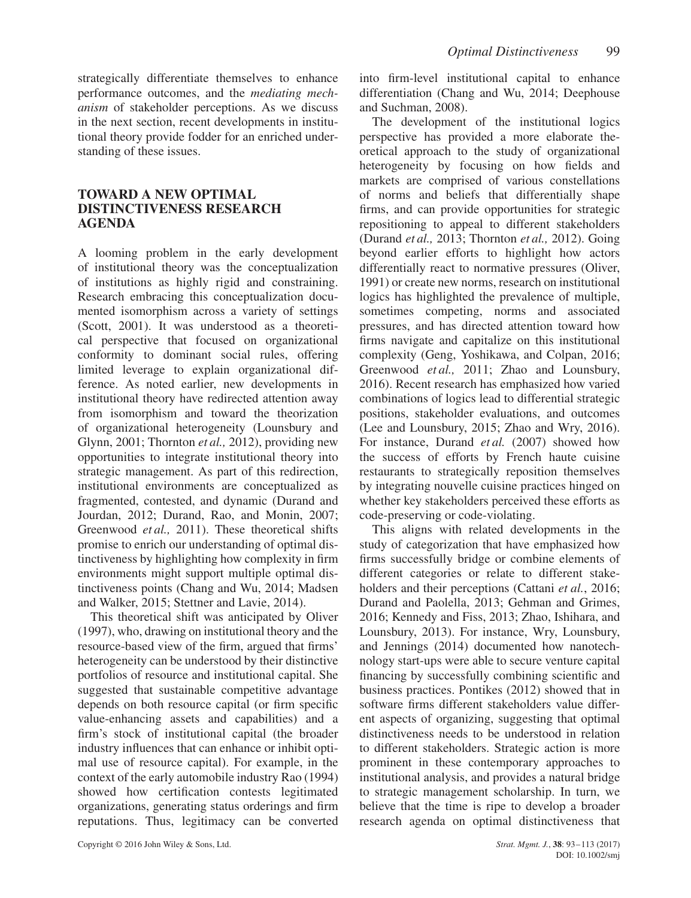strategically differentiate themselves to enhance performance outcomes, and the *mediating mechanism* of stakeholder perceptions. As we discuss in the next section, recent developments in institutional theory provide fodder for an enriched understanding of these issues.

## TOWARD A NEW OPTIMAL DISTINCTIVENESS RESEARCH AGENDA

A looming problem in the early development of institutional theory was the conceptualization of institutions as highly rigid and constraining. Research embracing this conceptualization documented isomorphism across a variety of settings (Scott, 2001). It was understood as a theoretical perspective that focused on organizational conformity to dominant social rules, offering limited leverage to explain organizational difference. As noted earlier, new developments in institutional theory have redirected attention away from isomorphism and toward the theorization of organizational heterogeneity (Lounsbury and Glynn, 2001; Thornton *et al.,* 2012), providing new opportunities to integrate institutional theory into strategic management. As part of this redirection, institutional environments are conceptualized as fragmented, contested, and dynamic (Durand and Jourdan, 2012; Durand, Rao, and Monin, 2007; Greenwood *et al.,* 2011). These theoretical shifts promise to enrich our understanding of optimal distinctiveness by highlighting how complexity in firm environments might support multiple optimal distinctiveness points (Chang and Wu, 2014; Madsen and Walker, 2015; Stettner and Lavie, 2014).

This theoretical shift was anticipated by Oliver (1997), who, drawing on institutional theory and the resource-based view of the firm, argued that firms' heterogeneity can be understood by their distinctive portfolios of resource and institutional capital. She suggested that sustainable competitive advantage depends on both resource capital (or firm specific value-enhancing assets and capabilities) and a firm's stock of institutional capital (the broader industry influences that can enhance or inhibit optimal use of resource capital). For example, in the context of the early automobile industry Rao (1994) showed how certification contests legitimated organizations, generating status orderings and firm reputations. Thus, legitimacy can be converted into firm-level institutional capital to enhance differentiation (Chang and Wu, 2014; Deephouse and Suchman, 2008).

The development of the institutional logics perspective has provided a more elaborate theoretical approach to the study of organizational heterogeneity by focusing on how fields and markets are comprised of various constellations of norms and beliefs that differentially shape firms, and can provide opportunities for strategic repositioning to appeal to different stakeholders (Durand *et al.,* 2013; Thornton *et al.,* 2012). Going beyond earlier efforts to highlight how actors differentially react to normative pressures (Oliver, 1991) or create new norms, research on institutional logics has highlighted the prevalence of multiple, sometimes competing, norms and associated pressures, and has directed attention toward how firms navigate and capitalize on this institutional complexity (Geng, Yoshikawa, and Colpan, 2016; Greenwood *et al.,* 2011; Zhao and Lounsbury, 2016). Recent research has emphasized how varied combinations of logics lead to differential strategic positions, stakeholder evaluations, and outcomes (Lee and Lounsbury, 2015; Zhao and Wry, 2016). For instance, Durand *et al.* (2007) showed how the success of efforts by French haute cuisine restaurants to strategically reposition themselves by integrating nouvelle cuisine practices hinged on whether key stakeholders perceived these efforts as code-preserving or code-violating.

This aligns with related developments in the study of categorization that have emphasized how firms successfully bridge or combine elements of different categories or relate to different stakeholders and their perceptions (Cattani *et al.*, 2016; Durand and Paolella, 2013; Gehman and Grimes, 2016; Kennedy and Fiss, 2013; Zhao, Ishihara, and Lounsbury, 2013). For instance, Wry, Lounsbury, and Jennings (2014) documented how nanotechnology start-ups were able to secure venture capital financing by successfully combining scientific and business practices. Pontikes (2012) showed that in software firms different stakeholders value different aspects of organizing, suggesting that optimal distinctiveness needs to be understood in relation to different stakeholders. Strategic action is more prominent in these contemporary approaches to institutional analysis, and provides a natural bridge to strategic management scholarship. In turn, we believe that the time is ripe to develop a broader research agenda on optimal distinctiveness that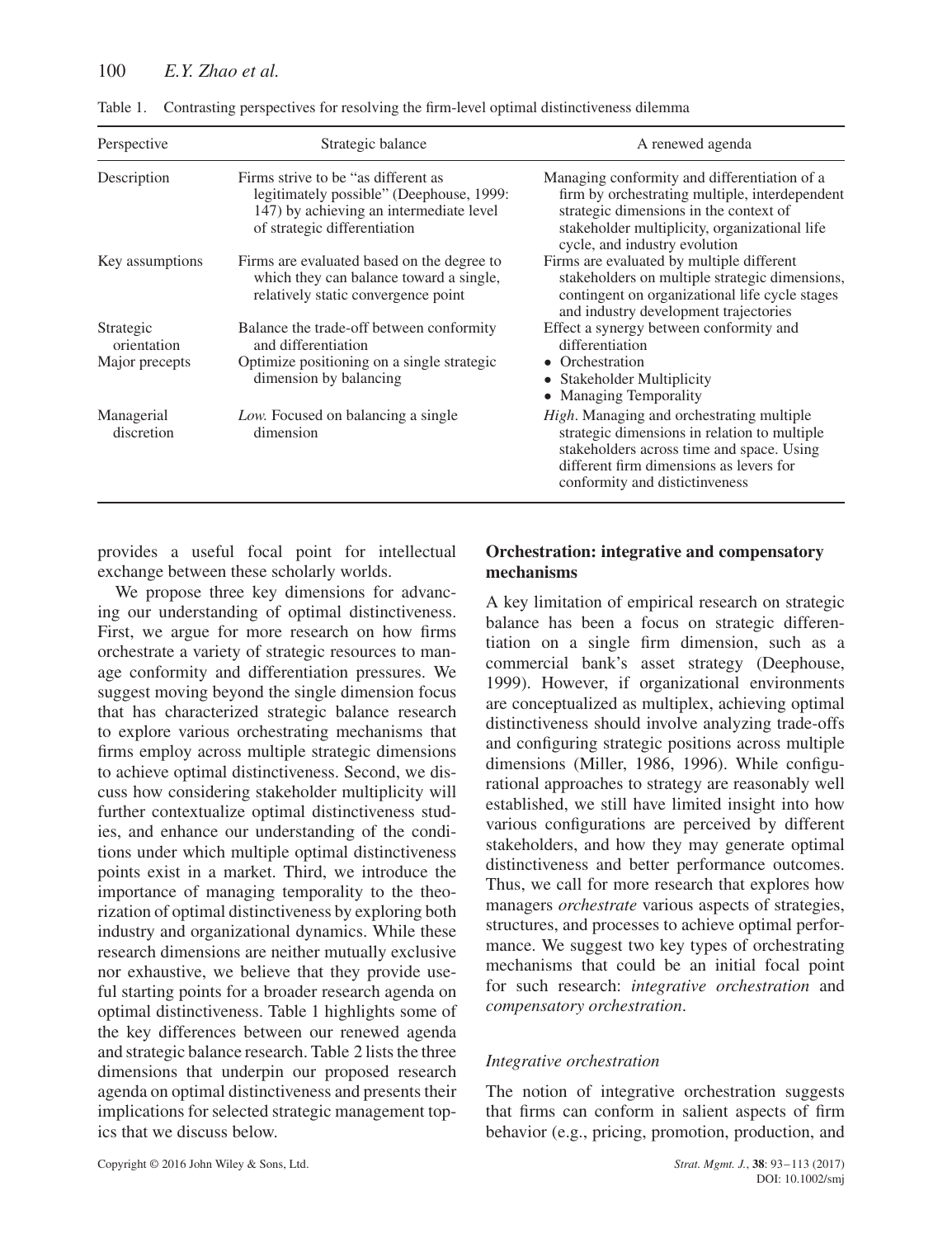Table 1. Contrasting perspectives for resolving the firm-level optimal distinctiveness dilemma

| Perspective | Strategic balance | A renewed agenda |
|---|---|---|
| Description | Firms strive to be "as different as legitimately possible" (Deephouse, 1999: 147) by achieving an intermediate level of strategic differentiation | Managing conformity and differentiation of a firm by orchestrating multiple, interdependent strategic dimensions in the context of stakeholder multiplicity, organizational life cycle, and industry evolution |
| Key assumptions | Firms are evaluated based on the degree to which they can balance toward a single, relatively static convergence point | Firms are evaluated by multiple different stakeholders on multiple strategic dimensions, contingent on organizational life cycle stages and industry development trajectories |
| Strategic orientation | Balance the trade-off between conformity and differentiation | Effect a synergy between conformity and differentiation |
| Major precepts | Optimize positioning on a single strategic dimension by balancing | • Orchestration<br>• Stakeholder Multiplicity<br>• Managing Temporality |
| Managerial discretion | *Low.* Focused on balancing a single dimension | *High*. Managing and orchestrating multiple strategic dimensions in relation to multiple stakeholders across time and space. Using different firm dimensions as levers for conformity and distictinveness |

provides a useful focal point for intellectual exchange between these scholarly worlds.

We propose three key dimensions for advancing our understanding of optimal distinctiveness. First, we argue for more research on how firms orchestrate a variety of strategic resources to manage conformity and differentiation pressures. We suggest moving beyond the single dimension focus that has characterized strategic balance research to explore various orchestrating mechanisms that firms employ across multiple strategic dimensions to achieve optimal distinctiveness. Second, we discuss how considering stakeholder multiplicity will further contextualize optimal distinctiveness studies, and enhance our understanding of the conditions under which multiple optimal distinctiveness points exist in a market. Third, we introduce the importance of managing temporality to the theorization of optimal distinctiveness by exploring both industry and organizational dynamics. While these research dimensions are neither mutually exclusive nor exhaustive, we believe that they provide useful starting points for a broader research agenda on optimal distinctiveness. Table 1 highlights some of the key differences between our renewed agenda and strategic balance research. Table 2 lists the three dimensions that underpin our proposed research agenda on optimal distinctiveness and presents their implications for selected strategic management topics that we discuss below.

## Orchestration: integrative and compensatory mechanisms

A key limitation of empirical research on strategic balance has been a focus on strategic differentiation on a single firm dimension, such as a commercial bank's asset strategy (Deephouse, 1999). However, if organizational environments are conceptualized as multiplex, achieving optimal distinctiveness should involve analyzing trade-offs and configuring strategic positions across multiple dimensions (Miller, 1986, 1996). While configurational approaches to strategy are reasonably well established, we still have limited insight into how various configurations are perceived by different stakeholders, and how they may generate optimal distinctiveness and better performance outcomes. Thus, we call for more research that explores how managers *orchestrate* various aspects of strategies, structures, and processes to achieve optimal performance. We suggest two key types of orchestrating mechanisms that could be an initial focal point for such research: *integrative orchestration* and *compensatory orchestration*.

### *Integrative orchestration*

The notion of integrative orchestration suggests that firms can conform in salient aspects of firm behavior (e.g., pricing, promotion, production, and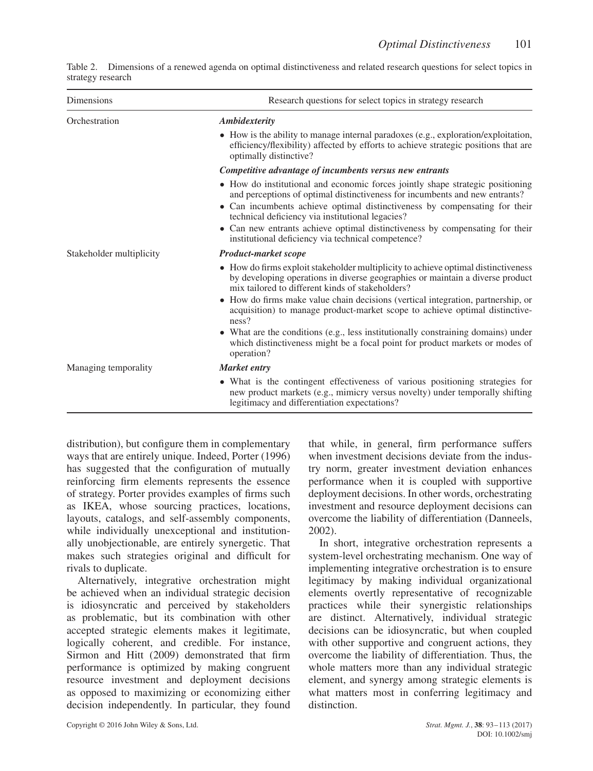Table 2. Dimensions of a renewed agenda on optimal distinctiveness and related research questions for select topics in strategy research

| Dimensions | Research questions for select topics in strategy research |
|---|---|
| Orchestration | ***Ambidexterity*** |
| | • How is the ability to manage internal paradoxes (e.g., exploration/exploitation, efficiency/flexibility) affected by efforts to achieve strategic positions that are optimally distinctive? |
| | ***Competitive advantage of incumbents versus new entrants*** |
| | • How do institutional and economic forces jointly shape strategic positioning and perceptions of optimal distinctiveness for incumbents and new entrants? |
| | • Can incumbents achieve optimal distinctiveness by compensating for their technical deficiency via institutional legacies? |
| | • Can new entrants achieve optimal distinctiveness by compensating for their institutional deficiency via technical competence? |
| Stakeholder multiplicity | ***Product-market scope*** |
| | • How do firms exploit stakeholder multiplicity to achieve optimal distinctiveness by developing operations in diverse geographies or maintain a diverse product mix tailored to different kinds of stakeholders? |
| | • How do firms make value chain decisions (vertical integration, partnership, or acquisition) to manage product-market scope to achieve optimal distinctiveness? |
| | • What are the conditions (e.g., less institutionally constraining domains) under which distinctiveness might be a focal point for product markets or modes of operation? |
| Managing temporality | ***Market entry*** |
| | • What is the contingent effectiveness of various positioning strategies for new product markets (e.g., mimicry versus novelty) under temporally shifting legitimacy and differentiation expectations? |

distribution), but configure them in complementary ways that are entirely unique. Indeed, Porter (1996) has suggested that the configuration of mutually reinforcing firm elements represents the essence of strategy. Porter provides examples of firms such as IKEA, whose sourcing practices, locations, layouts, catalogs, and self-assembly components, while individually unexceptional and institutionally unobjectionable, are entirely synergetic. That makes such strategies original and difficult for rivals to duplicate.

Alternatively, integrative orchestration might be achieved when an individual strategic decision is idiosyncratic and perceived by stakeholders as problematic, but its combination with other accepted strategic elements makes it legitimate, logically coherent, and credible. For instance, Sirmon and Hitt (2009) demonstrated that firm performance is optimized by making congruent resource investment and deployment decisions as opposed to maximizing or economizing either decision independently. In particular, they found that while, in general, firm performance suffers when investment decisions deviate from the industry norm, greater investment deviation enhances performance when it is coupled with supportive deployment decisions. In other words, orchestrating investment and resource deployment decisions can overcome the liability of differentiation (Danneels, 2002).

In short, integrative orchestration represents a system-level orchestrating mechanism. One way of implementing integrative orchestration is to ensure legitimacy by making individual organizational elements overtly representative of recognizable practices while their synergistic relationships are distinct. Alternatively, individual strategic decisions can be idiosyncratic, but when coupled with other supportive and congruent actions, they overcome the liability of differentiation. Thus, the whole matters more than any individual strategic element, and synergy among strategic elements is what matters most in conferring legitimacy and distinction.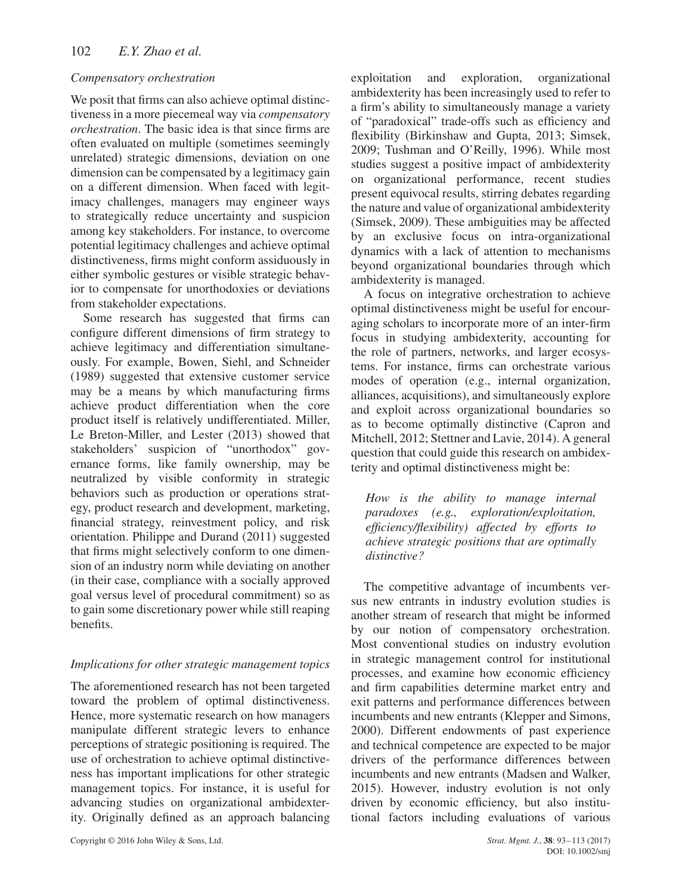### *Compensatory orchestration*

We posit that firms can also achieve optimal distinctiveness in a more piecemeal way via *compensatory orchestration*. The basic idea is that since firms are often evaluated on multiple (sometimes seemingly unrelated) strategic dimensions, deviation on one dimension can be compensated by a legitimacy gain on a different dimension. When faced with legitimacy challenges, managers may engineer ways to strategically reduce uncertainty and suspicion among key stakeholders. For instance, to overcome potential legitimacy challenges and achieve optimal distinctiveness, firms might conform assiduously in either symbolic gestures or visible strategic behavior to compensate for unorthodoxies or deviations from stakeholder expectations.

Some research has suggested that firms can configure different dimensions of firm strategy to achieve legitimacy and differentiation simultaneously. For example, Bowen, Siehl, and Schneider (1989) suggested that extensive customer service may be a means by which manufacturing firms achieve product differentiation when the core product itself is relatively undifferentiated. Miller, Le Breton-Miller, and Lester (2013) showed that stakeholders' suspicion of "unorthodox" governance forms, like family ownership, may be neutralized by visible conformity in strategic behaviors such as production or operations strategy, product research and development, marketing, financial strategy, reinvestment policy, and risk orientation. Philippe and Durand (2011) suggested that firms might selectively conform to one dimension of an industry norm while deviating on another (in their case, compliance with a socially approved goal versus level of procedural commitment) so as to gain some discretionary power while still reaping benefits.

### *Implications for other strategic management topics*

The aforementioned research has not been targeted toward the problem of optimal distinctiveness. Hence, more systematic research on how managers manipulate different strategic levers to enhance perceptions of strategic positioning is required. The use of orchestration to achieve optimal distinctiveness has important implications for other strategic management topics. For instance, it is useful for advancing studies on organizational ambidexterity. Originally defined as an approach balancing exploitation and exploration, organizational ambidexterity has been increasingly used to refer to a firm's ability to simultaneously manage a variety of "paradoxical" trade-offs such as efficiency and flexibility (Birkinshaw and Gupta, 2013; Simsek, 2009; Tushman and O'Reilly, 1996). While most studies suggest a positive impact of ambidexterity on organizational performance, recent studies present equivocal results, stirring debates regarding the nature and value of organizational ambidexterity (Simsek, 2009). These ambiguities may be affected by an exclusive focus on intra-organizational dynamics with a lack of attention to mechanisms beyond organizational boundaries through which ambidexterity is managed.

A focus on integrative orchestration to achieve optimal distinctiveness might be useful for encouraging scholars to incorporate more of an inter-firm focus in studying ambidexterity, accounting for the role of partners, networks, and larger ecosystems. For instance, firms can orchestrate various modes of operation (e.g., internal organization, alliances, acquisitions), and simultaneously explore and exploit across organizational boundaries so as to become optimally distinctive (Capron and Mitchell, 2012; Stettner and Lavie, 2014). A general question that could guide this research on ambidexterity and optimal distinctiveness might be:

> *How is the ability to manage internal paradoxes (e.g., exploration/exploitation, efficiency/flexibility) affected by efforts to achieve strategic positions that are optimally distinctive?*

The competitive advantage of incumbents versus new entrants in industry evolution studies is another stream of research that might be informed by our notion of compensatory orchestration. Most conventional studies on industry evolution in strategic management control for institutional processes, and examine how economic efficiency and firm capabilities determine market entry and exit patterns and performance differences between incumbents and new entrants (Klepper and Simons, 2000). Different endowments of past experience and technical competence are expected to be major drivers of the performance differences between incumbents and new entrants (Madsen and Walker, 2015). However, industry evolution is not only driven by economic efficiency, but also institutional factors including evaluations of various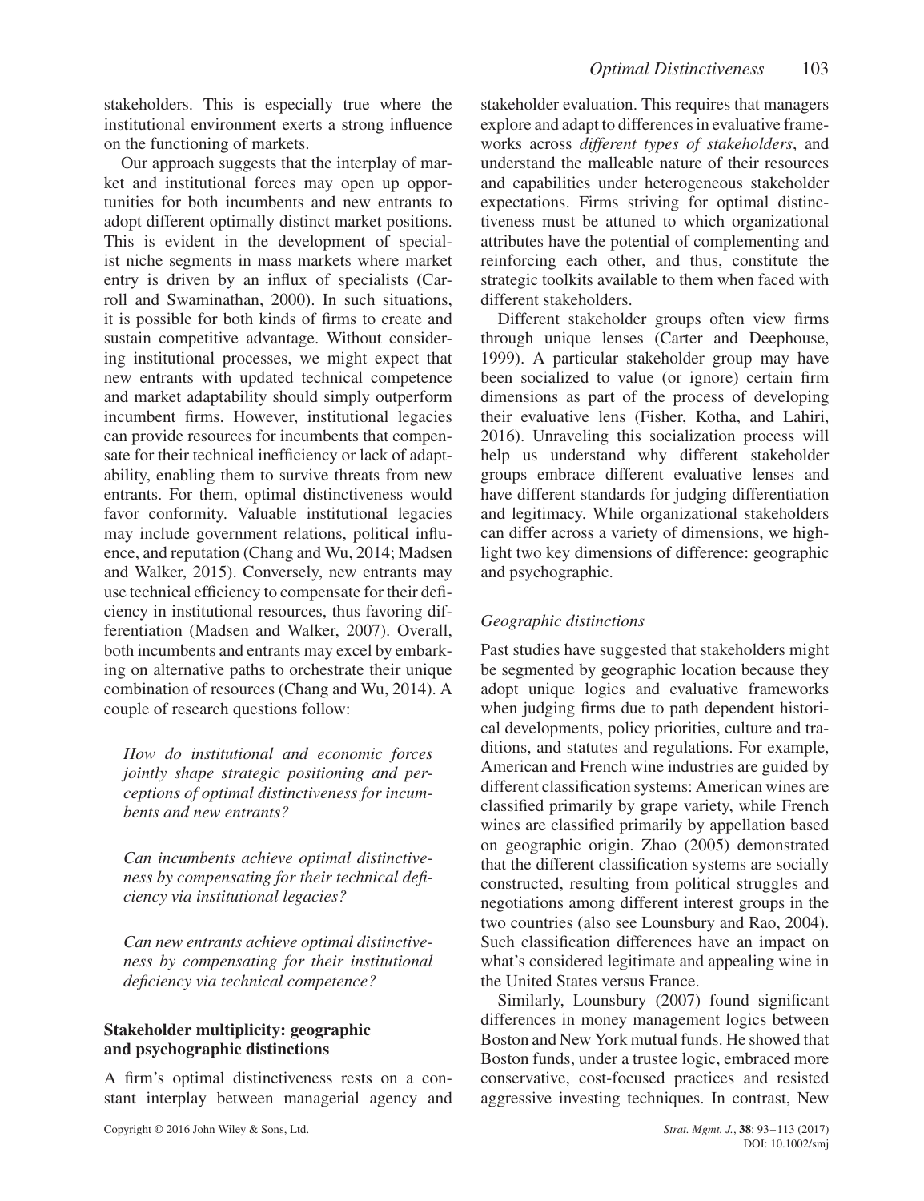stakeholders. This is especially true where the institutional environment exerts a strong influence on the functioning of markets.

Our approach suggests that the interplay of market and institutional forces may open up opportunities for both incumbents and new entrants to adopt different optimally distinct market positions. This is evident in the development of specialist niche segments in mass markets where market entry is driven by an influx of specialists (Carroll and Swaminathan, 2000). In such situations, it is possible for both kinds of firms to create and sustain competitive advantage. Without considering institutional processes, we might expect that new entrants with updated technical competence and market adaptability should simply outperform incumbent firms. However, institutional legacies can provide resources for incumbents that compensate for their technical inefficiency or lack of adaptability, enabling them to survive threats from new entrants. For them, optimal distinctiveness would favor conformity. Valuable institutional legacies may include government relations, political influence, and reputation (Chang and Wu, 2014; Madsen and Walker, 2015). Conversely, new entrants may use technical efficiency to compensate for their deficiency in institutional resources, thus favoring differentiation (Madsen and Walker, 2007). Overall, both incumbents and entrants may excel by embarking on alternative paths to orchestrate their unique combination of resources (Chang and Wu, 2014). A couple of research questions follow:

*How do institutional and economic forces jointly shape strategic positioning and perceptions of optimal distinctiveness for incumbents and new entrants?*

*Can incumbents achieve optimal distinctiveness by compensating for their technical deficiency via institutional legacies?*

*Can new entrants achieve optimal distinctiveness by compensating for their institutional deficiency via technical competence?*

## Stakeholder multiplicity: geographic and psychographic distinctions

A firm's optimal distinctiveness rests on a constant interplay between managerial agency and stakeholder evaluation. This requires that managers explore and adapt to differences in evaluative frameworks across *different types of stakeholders*, and understand the malleable nature of their resources and capabilities under heterogeneous stakeholder expectations. Firms striving for optimal distinctiveness must be attuned to which organizational attributes have the potential of complementing and reinforcing each other, and thus, constitute the strategic toolkits available to them when faced with different stakeholders.

Different stakeholder groups often view firms through unique lenses (Carter and Deephouse, 1999). A particular stakeholder group may have been socialized to value (or ignore) certain firm dimensions as part of the process of developing their evaluative lens (Fisher, Kotha, and Lahiri, 2016). Unraveling this socialization process will help us understand why different stakeholder groups embrace different evaluative lenses and have different standards for judging differentiation and legitimacy. While organizational stakeholders can differ across a variety of dimensions, we highlight two key dimensions of difference: geographic and psychographic.

### *Geographic distinctions*

Past studies have suggested that stakeholders might be segmented by geographic location because they adopt unique logics and evaluative frameworks when judging firms due to path dependent historical developments, policy priorities, culture and traditions, and statutes and regulations. For example, American and French wine industries are guided by different classification systems: American wines are classified primarily by grape variety, while French wines are classified primarily by appellation based on geographic origin. Zhao (2005) demonstrated that the different classification systems are socially constructed, resulting from political struggles and negotiations among different interest groups in the two countries (also see Lounsbury and Rao, 2004). Such classification differences have an impact on what's considered legitimate and appealing wine in the United States versus France.

Similarly, Lounsbury (2007) found significant differences in money management logics between Boston and New York mutual funds. He showed that Boston funds, under a trustee logic, embraced more conservative, cost-focused practices and resisted aggressive investing techniques. In contrast, New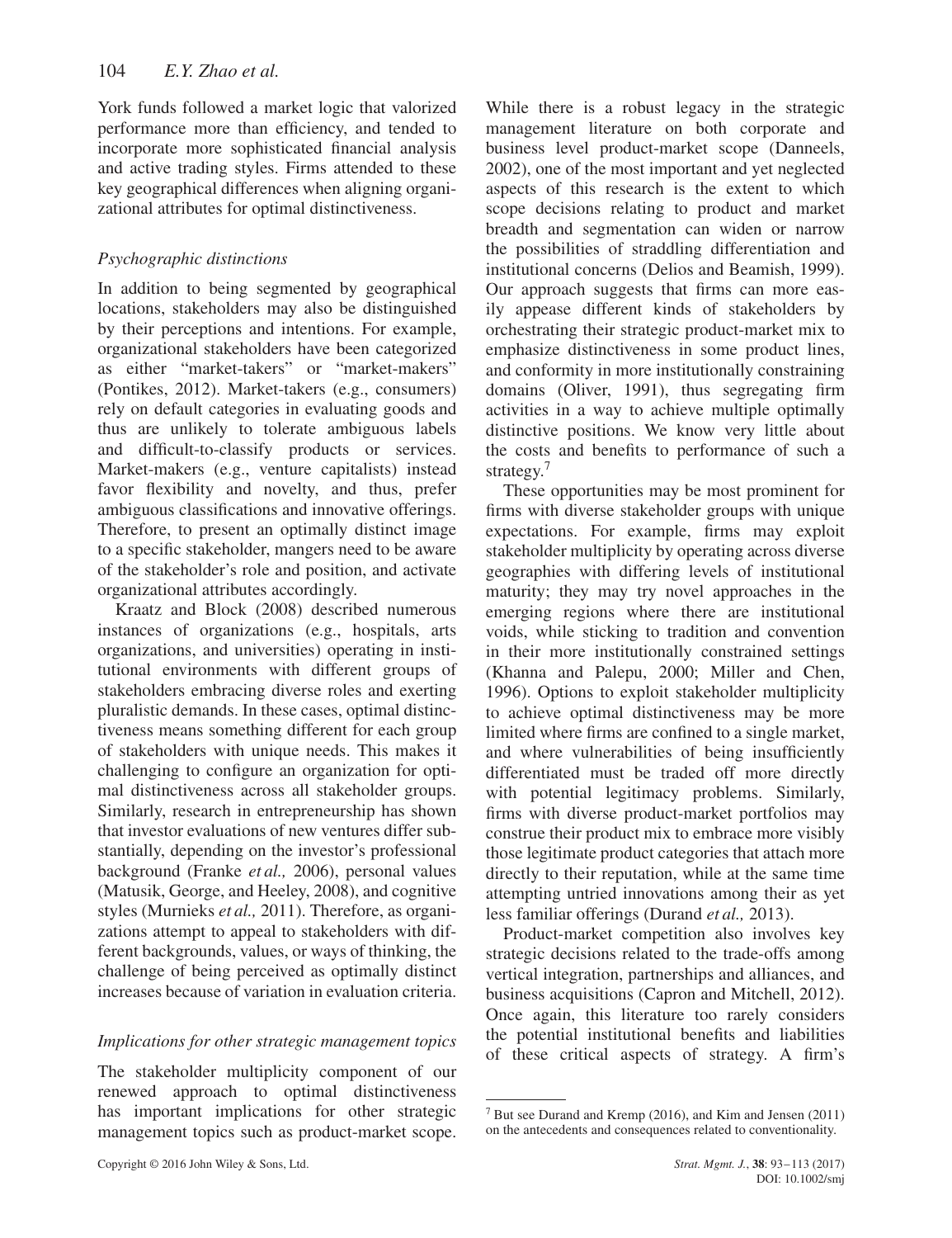York funds followed a market logic that valorized performance more than efficiency, and tended to incorporate more sophisticated financial analysis and active trading styles. Firms attended to these key geographical differences when aligning organizational attributes for optimal distinctiveness.

### *Psychographic distinctions*

In addition to being segmented by geographical locations, stakeholders may also be distinguished by their perceptions and intentions. For example, organizational stakeholders have been categorized as either "market-takers" or "market-makers" (Pontikes, 2012). Market-takers (e.g., consumers) rely on default categories in evaluating goods and thus are unlikely to tolerate ambiguous labels and difficult-to-classify products or services. Market-makers (e.g., venture capitalists) instead favor flexibility and novelty, and thus, prefer ambiguous classifications and innovative offerings. Therefore, to present an optimally distinct image to a specific stakeholder, mangers need to be aware of the stakeholder's role and position, and activate organizational attributes accordingly.

Kraatz and Block (2008) described numerous instances of organizations (e.g., hospitals, arts organizations, and universities) operating in institutional environments with different groups of stakeholders embracing diverse roles and exerting pluralistic demands. In these cases, optimal distinctiveness means something different for each group of stakeholders with unique needs. This makes it challenging to configure an organization for optimal distinctiveness across all stakeholder groups. Similarly, research in entrepreneurship has shown that investor evaluations of new ventures differ substantially, depending on the investor's professional background (Franke *et al.,* 2006), personal values (Matusik, George, and Heeley, 2008), and cognitive styles (Murnieks *et al.,* 2011). Therefore, as organizations attempt to appeal to stakeholders with different backgrounds, values, or ways of thinking, the challenge of being perceived as optimally distinct increases because of variation in evaluation criteria.

### *Implications for other strategic management topics*

The stakeholder multiplicity component of our renewed approach to optimal distinctiveness has important implications for other strategic management topics such as product-market scope. While there is a robust legacy in the strategic management literature on both corporate and business level product-market scope (Danneels, 2002), one of the most important and yet neglected aspects of this research is the extent to which scope decisions relating to product and market breadth and segmentation can widen or narrow the possibilities of straddling differentiation and institutional concerns (Delios and Beamish, 1999). Our approach suggests that firms can more easily appease different kinds of stakeholders by orchestrating their strategic product-market mix to emphasize distinctiveness in some product lines, and conformity in more institutionally constraining domains (Oliver, 1991), thus segregating firm activities in a way to achieve multiple optimally distinctive positions. We know very little about the costs and benefits to performance of such a strategy.[7]

These opportunities may be most prominent for firms with diverse stakeholder groups with unique expectations. For example, firms may exploit stakeholder multiplicity by operating across diverse geographies with differing levels of institutional maturity; they may try novel approaches in the emerging regions where there are institutional voids, while sticking to tradition and convention in their more institutionally constrained settings (Khanna and Palepu, 2000; Miller and Chen, 1996). Options to exploit stakeholder multiplicity to achieve optimal distinctiveness may be more limited where firms are confined to a single market, and where vulnerabilities of being insufficiently differentiated must be traded off more directly with potential legitimacy problems. Similarly, firms with diverse product-market portfolios may construe their product mix to embrace more visibly those legitimate product categories that attach more directly to their reputation, while at the same time attempting untried innovations among their as yet less familiar offerings (Durand *et al.,* 2013).

Product-market competition also involves key strategic decisions related to the trade-offs among vertical integration, partnerships and alliances, and business acquisitions (Capron and Mitchell, 2012). Once again, this literature too rarely considers the potential institutional benefits and liabilities of these critical aspects of strategy. A firm's

---

[7] But see Durand and Kremp (2016), and Kim and Jensen (2011) on the antecedents and consequences related to conventionality.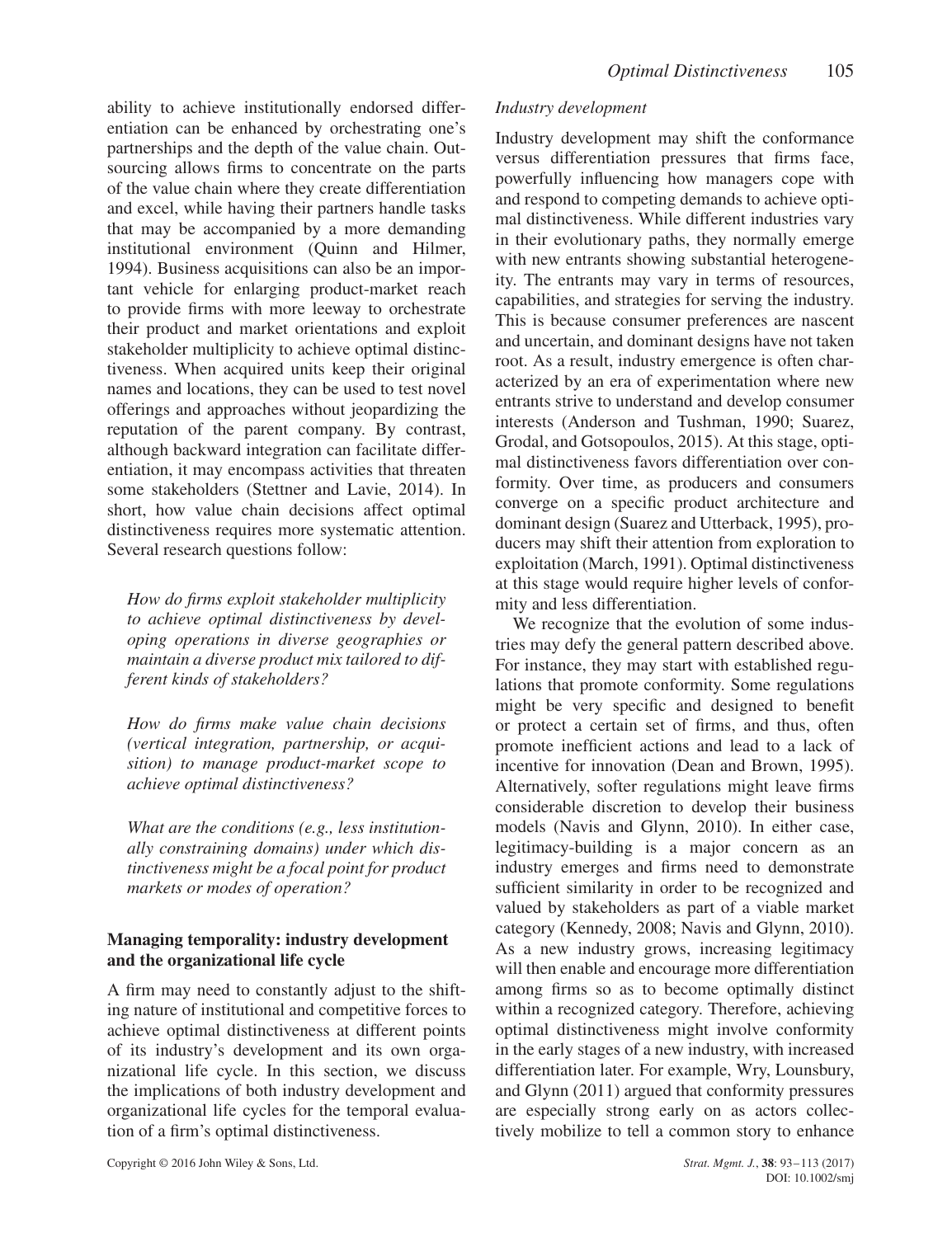ability to achieve institutionally endorsed differentiation can be enhanced by orchestrating one's partnerships and the depth of the value chain. Outsourcing allows firms to concentrate on the parts of the value chain where they create differentiation and excel, while having their partners handle tasks that may be accompanied by a more demanding institutional environment (Quinn and Hilmer, 1994). Business acquisitions can also be an important vehicle for enlarging product-market reach to provide firms with more leeway to orchestrate their product and market orientations and exploit stakeholder multiplicity to achieve optimal distinctiveness. When acquired units keep their original names and locations, they can be used to test novel offerings and approaches without jeopardizing the reputation of the parent company. By contrast, although backward integration can facilitate differentiation, it may encompass activities that threaten some stakeholders (Stettner and Lavie, 2014). In short, how value chain decisions affect optimal distinctiveness requires more systematic attention. Several research questions follow:

*How do firms exploit stakeholder multiplicity to achieve optimal distinctiveness by developing operations in diverse geographies or maintain a diverse product mix tailored to different kinds of stakeholders?*

*How do firms make value chain decisions (vertical integration, partnership, or acquisition) to manage product-market scope to achieve optimal distinctiveness?*

*What are the conditions (e.g., less institutionally constraining domains) under which distinctiveness might be a focal point for product markets or modes of operation?*

## Managing temporality: industry development and the organizational life cycle

A firm may need to constantly adjust to the shifting nature of institutional and competitive forces to achieve optimal distinctiveness at different points of its industry's development and its own organizational life cycle. In this section, we discuss the implications of both industry development and organizational life cycles for the temporal evaluation of a firm's optimal distinctiveness.

### *Industry development*

Industry development may shift the conformance versus differentiation pressures that firms face, powerfully influencing how managers cope with and respond to competing demands to achieve optimal distinctiveness. While different industries vary in their evolutionary paths, they normally emerge with new entrants showing substantial heterogeneity. The entrants may vary in terms of resources, capabilities, and strategies for serving the industry. This is because consumer preferences are nascent and uncertain, and dominant designs have not taken root. As a result, industry emergence is often characterized by an era of experimentation where new entrants strive to understand and develop consumer interests (Anderson and Tushman, 1990; Suarez, Grodal, and Gotsopoulos, 2015). At this stage, optimal distinctiveness favors differentiation over conformity. Over time, as producers and consumers converge on a specific product architecture and dominant design (Suarez and Utterback, 1995), producers may shift their attention from exploration to exploitation (March, 1991). Optimal distinctiveness at this stage would require higher levels of conformity and less differentiation.

We recognize that the evolution of some industries may defy the general pattern described above. For instance, they may start with established regulations that promote conformity. Some regulations might be very specific and designed to benefit or protect a certain set of firms, and thus, often promote inefficient actions and lead to a lack of incentive for innovation (Dean and Brown, 1995). Alternatively, softer regulations might leave firms considerable discretion to develop their business models (Navis and Glynn, 2010). In either case, legitimacy-building is a major concern as an industry emerges and firms need to demonstrate sufficient similarity in order to be recognized and valued by stakeholders as part of a viable market category (Kennedy, 2008; Navis and Glynn, 2010). As a new industry grows, increasing legitimacy will then enable and encourage more differentiation among firms so as to become optimally distinct within a recognized category. Therefore, achieving optimal distinctiveness might involve conformity in the early stages of a new industry, with increased differentiation later. For example, Wry, Lounsbury, and Glynn (2011) argued that conformity pressures are especially strong early on as actors collectively mobilize to tell a common story to enhance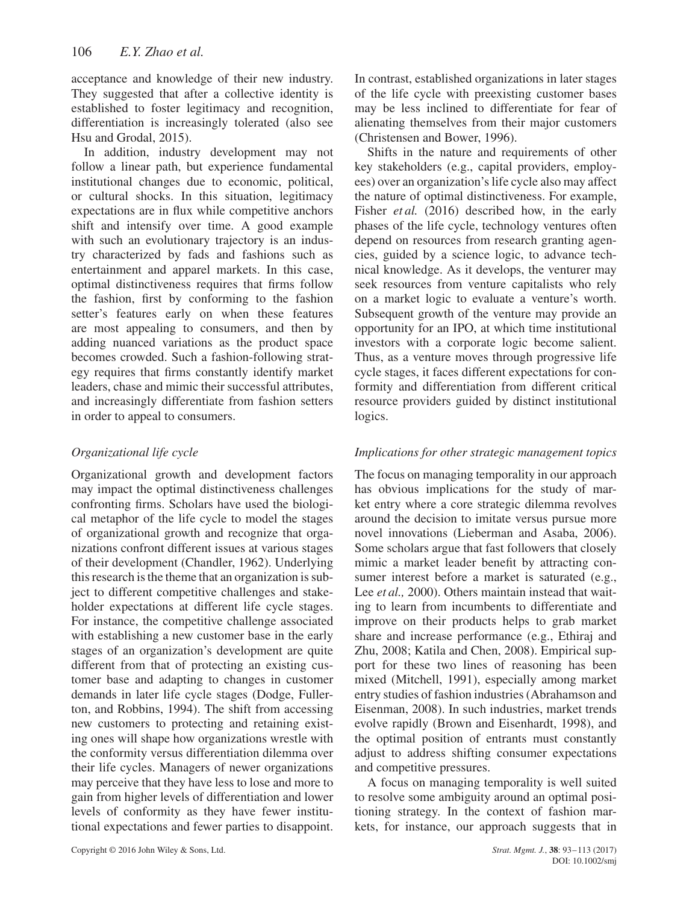acceptance and knowledge of their new industry. They suggested that after a collective identity is established to foster legitimacy and recognition, differentiation is increasingly tolerated (also see Hsu and Grodal, 2015).

In addition, industry development may not follow a linear path, but experience fundamental institutional changes due to economic, political, or cultural shocks. In this situation, legitimacy expectations are in flux while competitive anchors shift and intensify over time. A good example with such an evolutionary trajectory is an industry characterized by fads and fashions such as entertainment and apparel markets. In this case, optimal distinctiveness requires that firms follow the fashion, first by conforming to the fashion setter's features early on when these features are most appealing to consumers, and then by adding nuanced variations as the product space becomes crowded. Such a fashion-following strategy requires that firms constantly identify market leaders, chase and mimic their successful attributes, and increasingly differentiate from fashion setters in order to appeal to consumers.

### *Organizational life cycle*

Organizational growth and development factors may impact the optimal distinctiveness challenges confronting firms. Scholars have used the biological metaphor of the life cycle to model the stages of organizational growth and recognize that organizations confront different issues at various stages of their development (Chandler, 1962). Underlying this research is the theme that an organization is subject to different competitive challenges and stakeholder expectations at different life cycle stages. For instance, the competitive challenge associated with establishing a new customer base in the early stages of an organization's development are quite different from that of protecting an existing customer base and adapting to changes in customer demands in later life cycle stages (Dodge, Fullerton, and Robbins, 1994). The shift from accessing new customers to protecting and retaining existing ones will shape how organizations wrestle with the conformity versus differentiation dilemma over their life cycles. Managers of newer organizations may perceive that they have less to lose and more to gain from higher levels of differentiation and lower levels of conformity as they have fewer institutional expectations and fewer parties to disappoint. In contrast, established organizations in later stages of the life cycle with preexisting customer bases may be less inclined to differentiate for fear of alienating themselves from their major customers (Christensen and Bower, 1996).

Shifts in the nature and requirements of other key stakeholders (e.g., capital providers, employees) over an organization's life cycle also may affect the nature of optimal distinctiveness. For example, Fisher *et al.* (2016) described how, in the early phases of the life cycle, technology ventures often depend on resources from research granting agencies, guided by a science logic, to advance technical knowledge. As it develops, the venturer may seek resources from venture capitalists who rely on a market logic to evaluate a venture's worth. Subsequent growth of the venture may provide an opportunity for an IPO, at which time institutional investors with a corporate logic become salient. Thus, as a venture moves through progressive life cycle stages, it faces different expectations for conformity and differentiation from different critical resource providers guided by distinct institutional logics.

### *Implications for other strategic management topics*

The focus on managing temporality in our approach has obvious implications for the study of market entry where a core strategic dilemma revolves around the decision to imitate versus pursue more novel innovations (Lieberman and Asaba, 2006). Some scholars argue that fast followers that closely mimic a market leader benefit by attracting consumer interest before a market is saturated (e.g., Lee *et al.,* 2000). Others maintain instead that waiting to learn from incumbents to differentiate and improve on their products helps to grab market share and increase performance (e.g., Ethiraj and Zhu, 2008; Katila and Chen, 2008). Empirical support for these two lines of reasoning has been mixed (Mitchell, 1991), especially among market entry studies of fashion industries (Abrahamson and Eisenman, 2008). In such industries, market trends evolve rapidly (Brown and Eisenhardt, 1998), and the optimal position of entrants must constantly adjust to address shifting consumer expectations and competitive pressures.

A focus on managing temporality is well suited to resolve some ambiguity around an optimal positioning strategy. In the context of fashion markets, for instance, our approach suggests that in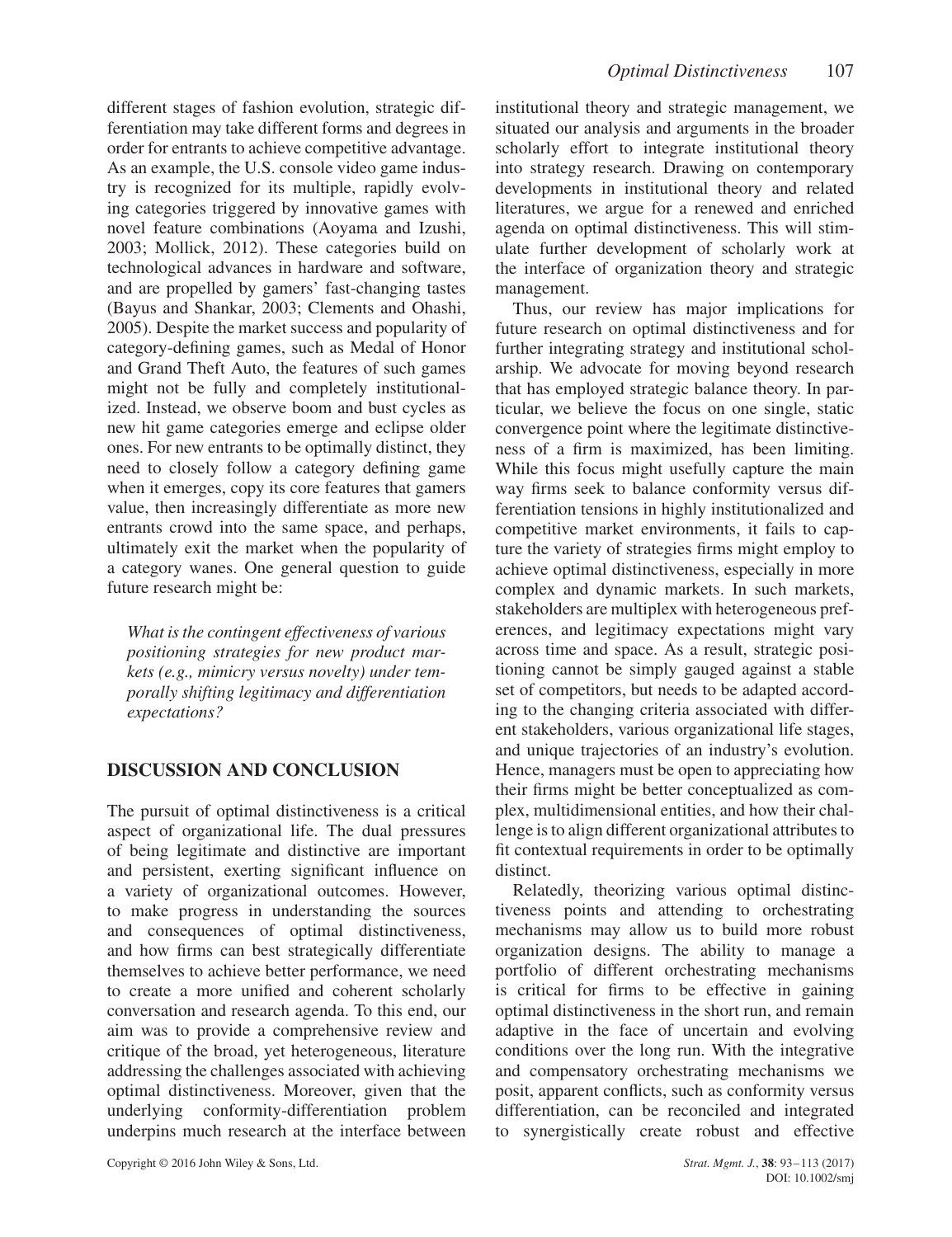different stages of fashion evolution, strategic differentiation may take different forms and degrees in order for entrants to achieve competitive advantage. As an example, the U.S. console video game industry is recognized for its multiple, rapidly evolving categories triggered by innovative games with novel feature combinations (Aoyama and Izushi, 2003; Mollick, 2012). These categories build on technological advances in hardware and software, and are propelled by gamers' fast-changing tastes (Bayus and Shankar, 2003; Clements and Ohashi, 2005). Despite the market success and popularity of category-defining games, such as Medal of Honor and Grand Theft Auto, the features of such games might not be fully and completely institutionalized. Instead, we observe boom and bust cycles as new hit game categories emerge and eclipse older ones. For new entrants to be optimally distinct, they need to closely follow a category defining game when it emerges, copy its core features that gamers value, then increasingly differentiate as more new entrants crowd into the same space, and perhaps, ultimately exit the market when the popularity of a category wanes. One general question to guide future research might be:

> *What is the contingent effectiveness of various positioning strategies for new product markets (e.g., mimicry versus novelty) under temporally shifting legitimacy and differentiation expectations?*

## DISCUSSION AND CONCLUSION

The pursuit of optimal distinctiveness is a critical aspect of organizational life. The dual pressures of being legitimate and distinctive are important and persistent, exerting significant influence on a variety of organizational outcomes. However, to make progress in understanding the sources and consequences of optimal distinctiveness, and how firms can best strategically differentiate themselves to achieve better performance, we need to create a more unified and coherent scholarly conversation and research agenda. To this end, our aim was to provide a comprehensive review and critique of the broad, yet heterogeneous, literature addressing the challenges associated with achieving optimal distinctiveness. Moreover, given that the underlying conformity-differentiation problem underpins much research at the interface between institutional theory and strategic management, we situated our analysis and arguments in the broader scholarly effort to integrate institutional theory into strategy research. Drawing on contemporary developments in institutional theory and related literatures, we argue for a renewed and enriched agenda on optimal distinctiveness. This will stimulate further development of scholarly work at the interface of organization theory and strategic management.

Thus, our review has major implications for future research on optimal distinctiveness and for further integrating strategy and institutional scholarship. We advocate for moving beyond research that has employed strategic balance theory. In particular, we believe the focus on one single, static convergence point where the legitimate distinctiveness of a firm is maximized, has been limiting. While this focus might usefully capture the main way firms seek to balance conformity versus differentiation tensions in highly institutionalized and competitive market environments, it fails to capture the variety of strategies firms might employ to achieve optimal distinctiveness, especially in more complex and dynamic markets. In such markets, stakeholders are multiplex with heterogeneous preferences, and legitimacy expectations might vary across time and space. As a result, strategic positioning cannot be simply gauged against a stable set of competitors, but needs to be adapted according to the changing criteria associated with different stakeholders, various organizational life stages, and unique trajectories of an industry's evolution. Hence, managers must be open to appreciating how their firms might be better conceptualized as complex, multidimensional entities, and how their challenge is to align different organizational attributes to fit contextual requirements in order to be optimally distinct.

Relatedly, theorizing various optimal distinctiveness points and attending to orchestrating mechanisms may allow us to build more robust organization designs. The ability to manage a portfolio of different orchestrating mechanisms is critical for firms to be effective in gaining optimal distinctiveness in the short run, and remain adaptive in the face of uncertain and evolving conditions over the long run. With the integrative and compensatory orchestrating mechanisms we posit, apparent conflicts, such as conformity versus differentiation, can be reconciled and integrated to synergistically create robust and effective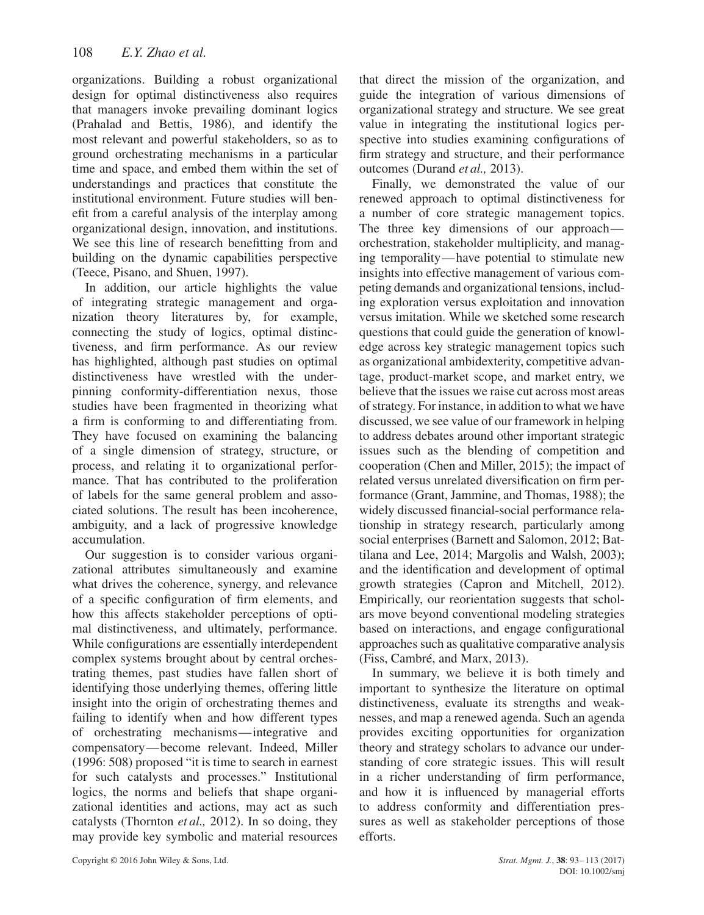organizations. Building a robust organizational design for optimal distinctiveness also requires that managers invoke prevailing dominant logics (Prahalad and Bettis, 1986), and identify the most relevant and powerful stakeholders, so as to ground orchestrating mechanisms in a particular time and space, and embed them within the set of understandings and practices that constitute the institutional environment. Future studies will benefit from a careful analysis of the interplay among organizational design, innovation, and institutions. We see this line of research benefitting from and building on the dynamic capabilities perspective (Teece, Pisano, and Shuen, 1997).

In addition, our article highlights the value of integrating strategic management and organization theory literatures by, for example, connecting the study of logics, optimal distinctiveness, and firm performance. As our review has highlighted, although past studies on optimal distinctiveness have wrestled with the underpinning conformity-differentiation nexus, those studies have been fragmented in theorizing what a firm is conforming to and differentiating from. They have focused on examining the balancing of a single dimension of strategy, structure, or process, and relating it to organizational performance. That has contributed to the proliferation of labels for the same general problem and associated solutions. The result has been incoherence, ambiguity, and a lack of progressive knowledge accumulation.

Our suggestion is to consider various organizational attributes simultaneously and examine what drives the coherence, synergy, and relevance of a specific configuration of firm elements, and how this affects stakeholder perceptions of optimal distinctiveness, and ultimately, performance. While configurations are essentially interdependent complex systems brought about by central orchestrating themes, past studies have fallen short of identifying those underlying themes, offering little insight into the origin of orchestrating themes and failing to identify when and how different types of orchestrating mechanisms—integrative and compensatory—become relevant. Indeed, Miller (1996: 508) proposed "it is time to search in earnest for such catalysts and processes." Institutional logics, the norms and beliefs that shape organizational identities and actions, may act as such catalysts (Thornton *et al.,* 2012). In so doing, they may provide key symbolic and material resources that direct the mission of the organization, and guide the integration of various dimensions of organizational strategy and structure. We see great value in integrating the institutional logics perspective into studies examining configurations of firm strategy and structure, and their performance outcomes (Durand *et al.,* 2013).

Finally, we demonstrated the value of our renewed approach to optimal distinctiveness for a number of core strategic management topics. The three key dimensions of our approach—orchestration, stakeholder multiplicity, and managing temporality—have potential to stimulate new insights into effective management of various competing demands and organizational tensions, including exploration versus exploitation and innovation versus imitation. While we sketched some research questions that could guide the generation of knowledge across key strategic management topics such as organizational ambidexterity, competitive advantage, product-market scope, and market entry, we believe that the issues we raise cut across most areas of strategy. For instance, in addition to what we have discussed, we see value of our framework in helping to address debates around other important strategic issues such as the blending of competition and cooperation (Chen and Miller, 2015); the impact of related versus unrelated diversification on firm performance (Grant, Jammine, and Thomas, 1988); the widely discussed financial-social performance relationship in strategy research, particularly among social enterprises (Barnett and Salomon, 2012; Battilana and Lee, 2014; Margolis and Walsh, 2003); and the identification and development of optimal growth strategies (Capron and Mitchell, 2012). Empirically, our reorientation suggests that scholars move beyond conventional modeling strategies based on interactions, and engage configurational approaches such as qualitative comparative analysis (Fiss, Cambré, and Marx, 2013).

In summary, we believe it is both timely and important to synthesize the literature on optimal distinctiveness, evaluate its strengths and weaknesses, and map a renewed agenda. Such an agenda provides exciting opportunities for organization theory and strategy scholars to advance our understanding of core strategic issues. This will result in a richer understanding of firm performance, and how it is influenced by managerial efforts to address conformity and differentiation pressures as well as stakeholder perceptions of those efforts.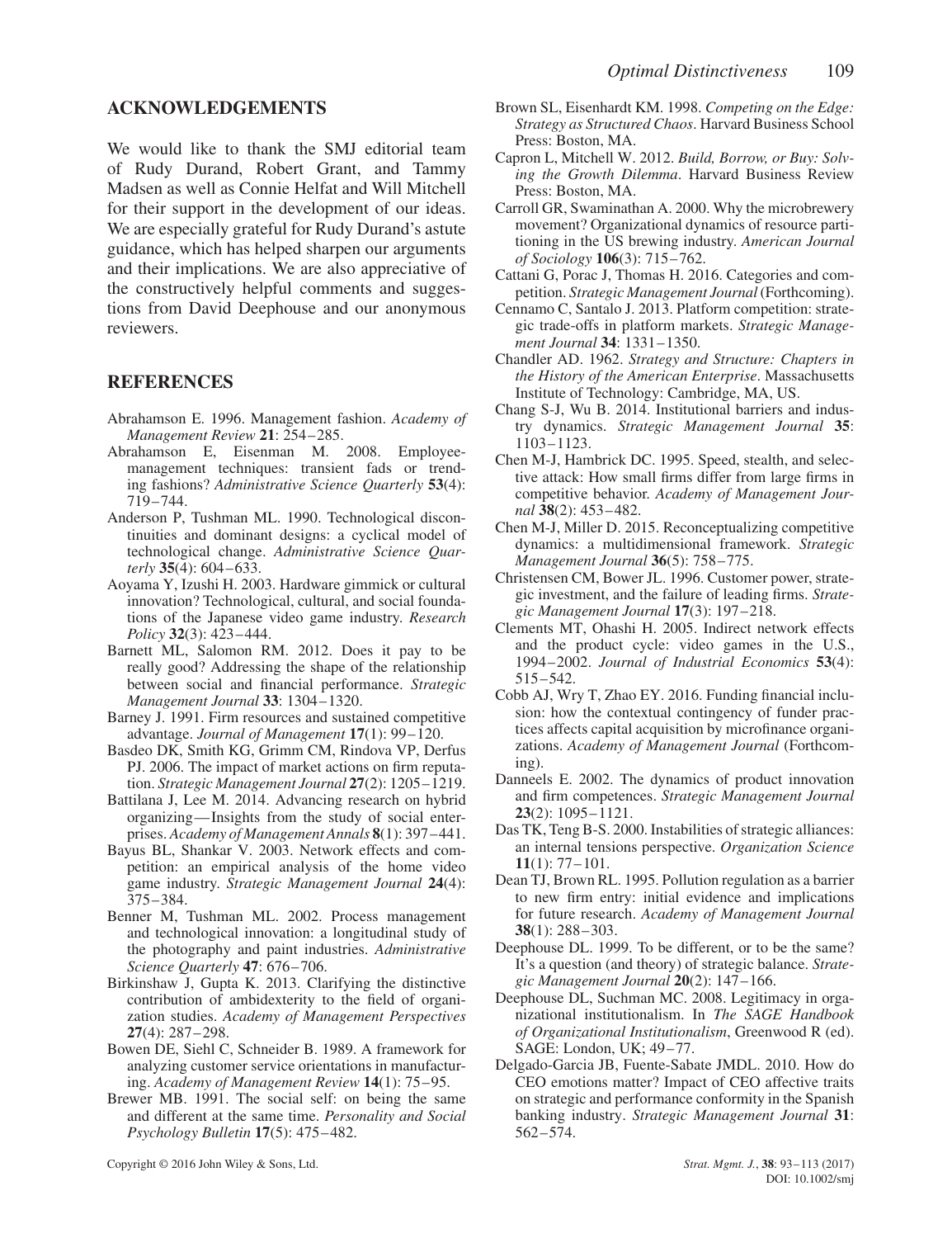## ACKNOWLEDGEMENTS

We would like to thank the SMJ editorial team of Rudy Durand, Robert Grant, and Tammy Madsen as well as Connie Helfat and Will Mitchell for their support in the development of our ideas. We are especially grateful for Rudy Durand's astute guidance, which has helped sharpen our arguments and their implications. We are also appreciative of the constructively helpful comments and suggestions from David Deephouse and our anonymous reviewers.

## REFERENCES

Abrahamson E. 1996. Management fashion. *Academy of Management Review* **21**: 254–285.

Abrahamson E, Eisenman M. 2008. Employee-management techniques: transient fads or trending fashions? *Administrative Science Quarterly* **53**(4): 719–744.

Anderson P, Tushman ML. 1990. Technological discontinuities and dominant designs: a cyclical model of technological change. *Administrative Science Quarterly* **35**(4): 604–633.

Aoyama Y, Izushi H. 2003. Hardware gimmick or cultural innovation? Technological, cultural, and social foundations of the Japanese video game industry. *Research Policy* **32**(3): 423–444.

Barnett ML, Salomon RM. 2012. Does it pay to be really good? Addressing the shape of the relationship between social and financial performance. *Strategic Management Journal* **33**: 1304–1320.

Barney J. 1991. Firm resources and sustained competitive advantage. *Journal of Management* **17**(1): 99–120.

Basdeo DK, Smith KG, Grimm CM, Rindova VP, Derfus PJ. 2006. The impact of market actions on firm reputation. *Strategic Management Journal* **27**(2): 1205–1219.

Battilana J, Lee M. 2014. Advancing research on hybrid organizing—Insights from the study of social enterprises. *Academy of Management Annals* **8**(1): 397–441.

Bayus BL, Shankar V. 2003. Network effects and competition: an empirical analysis of the home video game industry. *Strategic Management Journal* **24**(4): 375–384.

Benner M, Tushman ML. 2002. Process management and technological innovation: a longitudinal study of the photography and paint industries. *Administrative Science Quarterly* **47**: 676–706.

Birkinshaw J, Gupta K. 2013. Clarifying the distinctive contribution of ambidexterity to the field of organization studies. *Academy of Management Perspectives* **27**(4): 287–298.

Bowen DE, Siehl C, Schneider B. 1989. A framework for analyzing customer service orientations in manufacturing. *Academy of Management Review* **14**(1): 75–95.

Brewer MB. 1991. The social self: on being the same and different at the same time. *Personality and Social Psychology Bulletin* **17**(5): 475–482.

Brown SL, Eisenhardt KM. 1998. *Competing on the Edge: Strategy as Structured Chaos*. Harvard Business School Press: Boston, MA.

Capron L, Mitchell W. 2012. *Build, Borrow, or Buy: Solving the Growth Dilemma*. Harvard Business Review Press: Boston, MA.

Carroll GR, Swaminathan A. 2000. Why the microbrewery movement? Organizational dynamics of resource partitioning in the US brewing industry. *American Journal of Sociology* **106**(3): 715–762.

Cattani G, Porac J, Thomas H. 2016. Categories and competition. *Strategic Management Journal* (Forthcoming).

Cennamo C, Santalo J. 2013. Platform competition: strategic trade-offs in platform markets. *Strategic Management Journal* **34**: 1331–1350.

Chandler AD. 1962. *Strategy and Structure: Chapters in the History of the American Enterprise*. Massachusetts Institute of Technology: Cambridge, MA, US.

Chang S-J, Wu B. 2014. Institutional barriers and industry dynamics. *Strategic Management Journal* **35**: 1103–1123.

Chen M-J, Hambrick DC. 1995. Speed, stealth, and selective attack: How small firms differ from large firms in competitive behavior. *Academy of Management Journal* **38**(2): 453–482.

Chen M-J, Miller D. 2015. Reconceptualizing competitive dynamics: a multidimensional framework. *Strategic Management Journal* **36**(5): 758–775.

Christensen CM, Bower JL. 1996. Customer power, strategic investment, and the failure of leading firms. *Strategic Management Journal* **17**(3): 197–218.

Clements MT, Ohashi H. 2005. Indirect network effects and the product cycle: video games in the U.S., 1994–2002. *Journal of Industrial Economics* **53**(4): 515–542.

Cobb AJ, Wry T, Zhao EY. 2016. Funding financial inclusion: how the contextual contingency of funder practices affects capital acquisition by microfinance organizations. *Academy of Management Journal* (Forthcoming).

Danneels E. 2002. The dynamics of product innovation and firm competences. *Strategic Management Journal* **23**(2): 1095–1121.

Das TK, Teng B-S. 2000. Instabilities of strategic alliances: an internal tensions perspective. *Organization Science* **11**(1): 77–101.

Dean TJ, Brown RL. 1995. Pollution regulation as a barrier to new firm entry: initial evidence and implications for future research. *Academy of Management Journal* **38**(1): 288–303.

Deephouse DL. 1999. To be different, or to be the same? It's a question (and theory) of strategic balance. *Strategic Management Journal* **20**(2): 147–166.

Deephouse DL, Suchman MC. 2008. Legitimacy in organizational institutionalism. In *The SAGE Handbook of Organizational Institutionalism*, Greenwood R (ed). SAGE: London, UK; 49–77.

Delgado-Garcia JB, Fuente-Sabate JMDL. 2010. How do CEO emotions matter? Impact of CEO affective traits on strategic and performance conformity in the Spanish banking industry. *Strategic Management Journal* **31**: 562–574.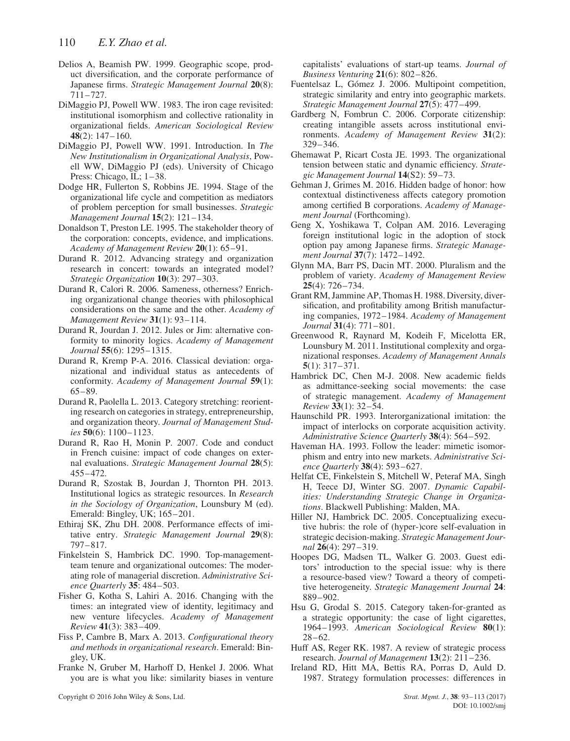Delios A, Beamish PW. 1999. Geographic scope, product diversification, and the corporate performance of Japanese firms. *Strategic Management Journal* **20**(8): 711–727.

DiMaggio PJ, Powell WW. 1983. The iron cage revisited: institutional isomorphism and collective rationality in organizational fields. *American Sociological Review* **48**(2): 147–160.

DiMaggio PJ, Powell WW. 1991. Introduction. In *The New Institutionalism in Organizational Analysis*, Powell WW, DiMaggio PJ (eds). University of Chicago Press: Chicago, IL; 1–38.

Dodge HR, Fullerton S, Robbins JE. 1994. Stage of the organizational life cycle and competition as mediators of problem perception for small businesses. *Strategic Management Journal* **15**(2): 121–134.

Donaldson T, Preston LE. 1995. The stakeholder theory of the corporation: concepts, evidence, and implications. *Academy of Management Review* **20**(1): 65–91.

Durand R. 2012. Advancing strategy and organization research in concert: towards an integrated model? *Strategic Organization* **10**(3): 297–303.

Durand R, Calori R. 2006. Sameness, otherness? Enriching organizational change theories with philosophical considerations on the same and the other. *Academy of Management Review* **31**(1): 93–114.

Durand R, Jourdan J. 2012. Jules or Jim: alternative conformity to minority logics. *Academy of Management Journal* **55**(6): 1295–1315.

Durand R, Kremp P-A. 2016. Classical deviation: organizational and individual status as antecedents of conformity. *Academy of Management Journal* **59**(1): 65–89.

Durand R, Paolella L. 2013. Category stretching: reorienting research on categories in strategy, entrepreneurship, and organization theory. *Journal of Management Studies* **50**(6): 1100–1123.

Durand R, Rao H, Monin P. 2007. Code and conduct in French cuisine: impact of code changes on external evaluations. *Strategic Management Journal* **28**(5): 455–472.

Durand R, Szostak B, Jourdan J, Thornton PH. 2013. Institutional logics as strategic resources. In *Research in the Sociology of Organization*, Lounsbury M (ed). Emerald: Bingley, UK; 165–201.

Ethiraj SK, Zhu DH. 2008. Performance effects of imitative entry. *Strategic Management Journal* **29**(8): 797–817.

Finkelstein S, Hambrick DC. 1990. Top-management-team tenure and organizational outcomes: The moderating role of managerial discretion. *Administrative Science Quarterly* **35**: 484–503.

Fisher G, Kotha S, Lahiri A. 2016. Changing with the times: an integrated view of identity, legitimacy and new venture lifecycles. *Academy of Management Review* **41**(3): 383–409.

Fiss P, Cambre B, Marx A. 2013. *Configurational theory and methods in organizational research*. Emerald: Bingley, UK.

Franke N, Gruber M, Harhoff D, Henkel J. 2006. What you are is what you like: similarity biases in venture capitalists' evaluations of start-up teams. *Journal of Business Venturing* **21**(6): 802–826.

Fuentelsaz L, Gómez J. 2006. Multipoint competition, strategic similarity and entry into geographic markets. *Strategic Management Journal* **27**(5): 477–499.

Gardberg N, Fombrun C. 2006. Corporate citizenship: creating intangible assets across institutional environments. *Academy of Management Review* **31**(2): 329–346.

Ghemawat P, Ricart Costa JE. 1993. The organizational tension between static and dynamic efficiency. *Strategic Management Journal* **14**(S2): 59–73.

Gehman J, Grimes M. 2016. Hidden badge of honor: how contextual distinctiveness affects category promotion among certified B corporations. *Academy of Management Journal* (Forthcoming).

Geng X, Yoshikawa T, Colpan AM. 2016. Leveraging foreign institutional logic in the adoption of stock option pay among Japanese firms. *Strategic Management Journal* **37**(7): 1472–1492.

Glynn MA, Barr PS, Dacin MT. 2000. Pluralism and the problem of variety. *Academy of Management Review* **25**(4): 726–734.

Grant RM, Jammine AP, Thomas H. 1988. Diversity, diversification, and profitability among British manufacturing companies, 1972–1984. *Academy of Management Journal* **31**(4): 771–801.

Greenwood R, Raynard M, Kodeih F, Micelotta ER, Lounsbury M. 2011. Institutional complexity and organizational responses. *Academy of Management Annals* **5**(1): 317–371.

Hambrick DC, Chen M-J. 2008. New academic fields as admittance-seeking social movements: the case of strategic management. *Academy of Management Review* **33**(1): 32–54.

Haunschild PR. 1993. Interorganizational imitation: the impact of interlocks on corporate acquisition activity. *Administrative Science Quarterly* **38**(4): 564–592.

Haveman HA. 1993. Follow the leader: mimetic isomorphism and entry into new markets. *Administrative Science Quarterly* **38**(4): 593–627.

Helfat CE, Finkelstein S, Mitchell W, Peteraf MA, Singh H, Teece DJ, Winter SG. 2007. *Dynamic Capabilities: Understanding Strategic Change in Organizations*. Blackwell Publishing: Malden, MA.

Hiller NJ, Hambrick DC. 2005. Conceptualizing executive hubris: the role of (hyper-)core self-evaluation in strategic decision-making. *Strategic Management Journal* **26**(4): 297–319.

Hoopes DG, Madsen TL, Walker G. 2003. Guest editors' introduction to the special issue: why is there a resource-based view? Toward a theory of competitive heterogeneity. *Strategic Management Journal* **24**: 889–902.

Hsu G, Grodal S. 2015. Category taken-for-granted as a strategic opportunity: the case of light cigarettes, 1964–1993. *American Sociological Review* **80**(1): 28–62.

Huff AS, Reger RK. 1987. A review of strategic process research. *Journal of Management* **13**(2): 211–236.

Ireland RD, Hitt MA, Bettis RA, Porras D, Auld D. 1987. Strategy formulation processes: differences in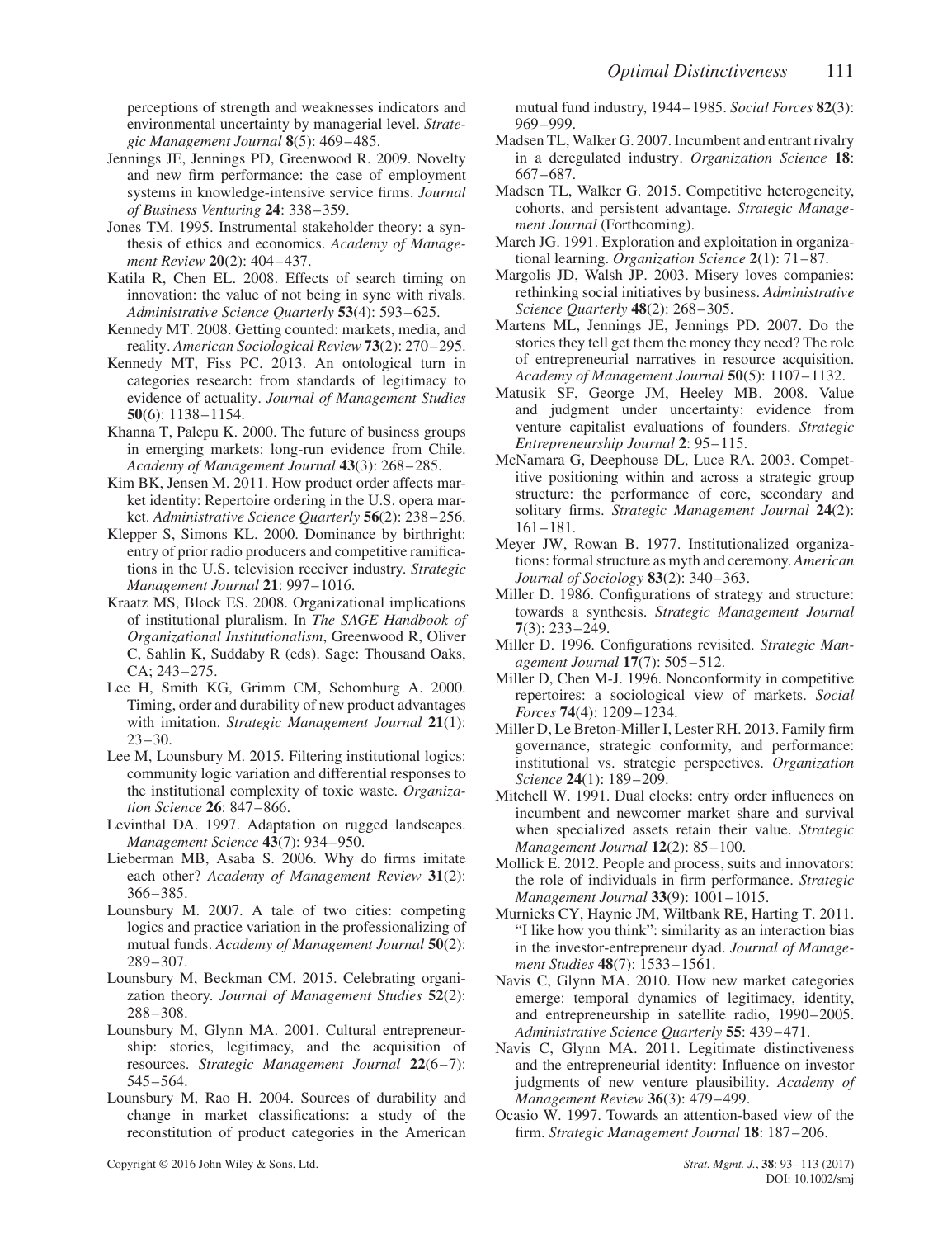perceptions of strength and weaknesses indicators and environmental uncertainty by managerial level. *Strategic Management Journal* **8**(5): 469–485.

Jennings JE, Jennings PD, Greenwood R. 2009. Novelty and new firm performance: the case of employment systems in knowledge-intensive service firms. *Journal of Business Venturing* **24**: 338–359.

Jones TM. 1995. Instrumental stakeholder theory: a synthesis of ethics and economics. *Academy of Management Review* **20**(2): 404–437.

Katila R, Chen EL. 2008. Effects of search timing on innovation: the value of not being in sync with rivals. *Administrative Science Quarterly* **53**(4): 593–625.

Kennedy MT. 2008. Getting counted: markets, media, and reality. *American Sociological Review* **73**(2): 270–295.

Kennedy MT, Fiss PC. 2013. An ontological turn in categories research: from standards of legitimacy to evidence of actuality. *Journal of Management Studies* **50**(6): 1138–1154.

Khanna T, Palepu K. 2000. The future of business groups in emerging markets: long-run evidence from Chile. *Academy of Management Journal* **43**(3): 268–285.

Kim BK, Jensen M. 2011. How product order affects market identity: Repertoire ordering in the U.S. opera market. *Administrative Science Quarterly* **56**(2): 238–256.

Klepper S, Simons KL. 2000. Dominance by birthright: entry of prior radio producers and competitive ramifications in the U.S. television receiver industry. *Strategic Management Journal* **21**: 997–1016.

Kraatz MS, Block ES. 2008. Organizational implications of institutional pluralism. In *The SAGE Handbook of Organizational Institutionalism*, Greenwood R, Oliver C, Sahlin K, Suddaby R (eds). Sage: Thousand Oaks, CA; 243–275.

Lee H, Smith KG, Grimm CM, Schomburg A. 2000. Timing, order and durability of new product advantages with imitation. *Strategic Management Journal* **21**(1): 23–30.

Lee M, Lounsbury M. 2015. Filtering institutional logics: community logic variation and differential responses to the institutional complexity of toxic waste. *Organization Science* **26**: 847–866.

Levinthal DA. 1997. Adaptation on rugged landscapes. *Management Science* **43**(7): 934–950.

Lieberman MB, Asaba S. 2006. Why do firms imitate each other? *Academy of Management Review* **31**(2): 366–385.

Lounsbury M. 2007. A tale of two cities: competing logics and practice variation in the professionalizing of mutual funds. *Academy of Management Journal* **50**(2): 289–307.

Lounsbury M, Beckman CM. 2015. Celebrating organization theory. *Journal of Management Studies* **52**(2): 288–308.

Lounsbury M, Glynn MA. 2001. Cultural entrepreneurship: stories, legitimacy, and the acquisition of resources. *Strategic Management Journal* **22**(6–7): 545–564.

Lounsbury M, Rao H. 2004. Sources of durability and change in market classifications: a study of the reconstitution of product categories in the American mutual fund industry, 1944–1985. *Social Forces* **82**(3): 969–999.

Madsen TL, Walker G. 2007. Incumbent and entrant rivalry in a deregulated industry. *Organization Science* **18**: 667–687.

Madsen TL, Walker G. 2015. Competitive heterogeneity, cohorts, and persistent advantage. *Strategic Management Journal* (Forthcoming).

March JG. 1991. Exploration and exploitation in organizational learning. *Organization Science* **2**(1): 71–87.

Margolis JD, Walsh JP. 2003. Misery loves companies: rethinking social initiatives by business. *Administrative Science Quarterly* **48**(2): 268–305.

Martens ML, Jennings JE, Jennings PD. 2007. Do the stories they tell get them the money they need? The role of entrepreneurial narratives in resource acquisition. *Academy of Management Journal* **50**(5): 1107–1132.

Matusik SF, George JM, Heeley MB. 2008. Value and judgment under uncertainty: evidence from venture capitalist evaluations of founders. *Strategic Entrepreneurship Journal* **2**: 95–115.

McNamara G, Deephouse DL, Luce RA. 2003. Competitive positioning within and across a strategic group structure: the performance of core, secondary and solitary firms. *Strategic Management Journal* **24**(2): 161–181.

Meyer JW, Rowan B. 1977. Institutionalized organizations: formal structure as myth and ceremony. *American Journal of Sociology* **83**(2): 340–363.

Miller D. 1986. Configurations of strategy and structure: towards a synthesis. *Strategic Management Journal* **7**(3): 233–249.

Miller D. 1996. Configurations revisited. *Strategic Management Journal* **17**(7): 505–512.

Miller D, Chen M-J. 1996. Nonconformity in competitive repertoires: a sociological view of markets. *Social Forces* **74**(4): 1209–1234.

Miller D, Le Breton-Miller I, Lester RH. 2013. Family firm governance, strategic conformity, and performance: institutional vs. strategic perspectives. *Organization Science* **24**(1): 189–209.

Mitchell W. 1991. Dual clocks: entry order influences on incumbent and newcomer market share and survival when specialized assets retain their value. *Strategic Management Journal* **12**(2): 85–100.

Mollick E. 2012. People and process, suits and innovators: the role of individuals in firm performance. *Strategic Management Journal* **33**(9): 1001–1015.

Murnieks CY, Haynie JM, Wiltbank RE, Harting T. 2011. "I like how you think": similarity as an interaction bias in the investor-entrepreneur dyad. *Journal of Management Studies* **48**(7): 1533–1561.

Navis C, Glynn MA. 2010. How new market categories emerge: temporal dynamics of legitimacy, identity, and entrepreneurship in satellite radio, 1990–2005. *Administrative Science Quarterly* **55**: 439–471.

Navis C, Glynn MA. 2011. Legitimate distinctiveness and the entrepreneurial identity: Influence on investor judgments of new venture plausibility. *Academy of Management Review* **36**(3): 479–499.

Ocasio W. 1997. Towards an attention-based view of the firm. *Strategic Management Journal* **18**: 187–206.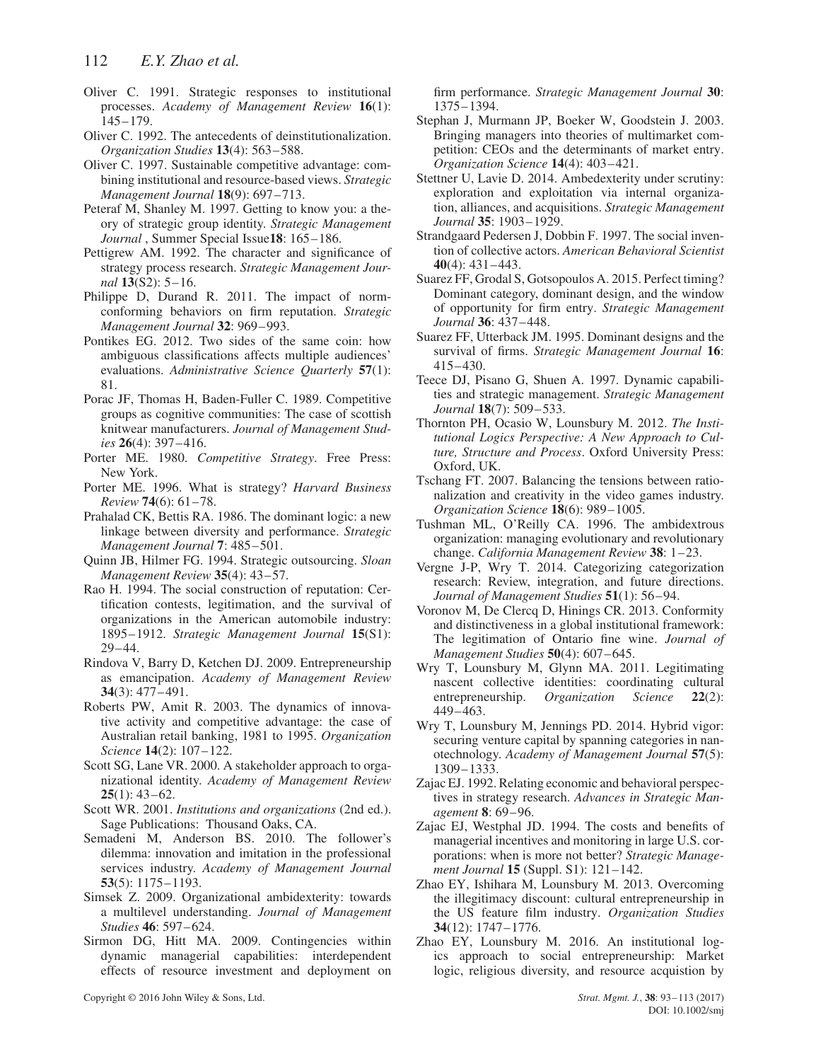Oliver C. 1991. Strategic responses to institutional processes. *Academy of Management Review* **16**(1): 145–179.

Oliver C. 1992. The antecedents of deinstitutionalization. *Organization Studies* **13**(4): 563–588.

Oliver C. 1997. Sustainable competitive advantage: combining institutional and resource-based views. *Strategic Management Journal* **18**(9): 697–713.

Peteraf M, Shanley M. 1997. Getting to know you: a theory of strategic group identity. *Strategic Management Journal* , Summer Special Issue**18**: 165–186.

Pettigrew AM. 1992. The character and significance of strategy process research. *Strategic Management Journal* **13**(S2): 5–16.

Philippe D, Durand R. 2011. The impact of norm-conforming behaviors on firm reputation. *Strategic Management Journal* **32**: 969–993.

Pontikes EG. 2012. Two sides of the same coin: how ambiguous classifications affects multiple audiences' evaluations. *Administrative Science Quarterly* **57**(1): 81.

Porac JF, Thomas H, Baden-Fuller C. 1989. Competitive groups as cognitive communities: The case of scottish knitwear manufacturers. *Journal of Management Studies* **26**(4): 397–416.

Porter ME. 1980. *Competitive Strategy*. Free Press: New York.

Porter ME. 1996. What is strategy? *Harvard Business Review* **74**(6): 61–78.

Prahalad CK, Bettis RA. 1986. The dominant logic: a new linkage between diversity and performance. *Strategic Management Journal* **7**: 485–501.

Quinn JB, Hilmer FG. 1994. Strategic outsourcing. *Sloan Management Review* **35**(4): 43–57.

Rao H. 1994. The social construction of reputation: Certification contests, legitimation, and the survival of organizations in the American automobile industry: 1895–1912. *Strategic Management Journal* **15**(S1): 29–44.

Rindova V, Barry D, Ketchen DJ. 2009. Entrepreneurship as emancipation. *Academy of Management Review* **34**(3): 477–491.

Roberts PW, Amit R. 2003. The dynamics of innovative activity and competitive advantage: the case of Australian retail banking, 1981 to 1995. *Organization Science* **14**(2): 107–122.

Scott SG, Lane VR. 2000. A stakeholder approach to organizational identity. *Academy of Management Review* **25**(1): 43–62.

Scott WR. 2001. *Institutions and organizations* (2nd ed.). Sage Publications: Thousand Oaks, CA.

Semadeni M, Anderson BS. 2010. The follower's dilemma: innovation and imitation in the professional services industry. *Academy of Management Journal* **53**(5): 1175–1193.

Simsek Z. 2009. Organizational ambidexterity: towards a multilevel understanding. *Journal of Management Studies* **46**: 597–624.

Sirmon DG, Hitt MA. 2009. Contingencies within dynamic managerial capabilities: interdependent effects of resource investment and deployment on firm performance. *Strategic Management Journal* **30**: 1375–1394.

Stephan J, Murmann JP, Boeker W, Goodstein J. 2003. Bringing managers into theories of multimarket competition: CEOs and the determinants of market entry. *Organization Science* **14**(4): 403–421.

Stettner U, Lavie D. 2014. Ambedexterity under scrutiny: exploration and exploitation via internal organization, alliances, and acquisitions. *Strategic Management Journal* **35**: 1903–1929.

Strandgaard Pedersen J, Dobbin F. 1997. The social invention of collective actors. *American Behavioral Scientist* **40**(4): 431–443.

Suarez FF, Grodal S, Gotsopoulos A. 2015. Perfect timing? Dominant category, dominant design, and the window of opportunity for firm entry. *Strategic Management Journal* **36**: 437–448.

Suarez FF, Utterback JM. 1995. Dominant designs and the survival of firms. *Strategic Management Journal* **16**: 415–430.

Teece DJ, Pisano G, Shuen A. 1997. Dynamic capabilities and strategic management. *Strategic Management Journal* **18**(7): 509–533.

Thornton PH, Ocasio W, Lounsbury M. 2012. *The Institutional Logics Perspective: A New Approach to Culture, Structure and Process*. Oxford University Press: Oxford, UK.

Tschang FT. 2007. Balancing the tensions between rationalization and creativity in the video games industry. *Organization Science* **18**(6): 989–1005.

Tushman ML, O'Reilly CA. 1996. The ambidextrous organization: managing evolutionary and revolutionary change. *California Management Review* **38**: 1–23.

Vergne J-P, Wry T. 2014. Categorizing categorization research: Review, integration, and future directions. *Journal of Management Studies* **51**(1): 56–94.

Voronov M, De Clercq D, Hinings CR. 2013. Conformity and distinctiveness in a global institutional framework: The legitimation of Ontario fine wine. *Journal of Management Studies* **50**(4): 607–645.

Wry T, Lounsbury M, Glynn MA. 2011. Legitimating nascent collective identities: coordinating cultural entrepreneurship. *Organization Science* **22**(2): 449–463.

Wry T, Lounsbury M, Jennings PD. 2014. Hybrid vigor: securing venture capital by spanning categories in nanotechnology. *Academy of Management Journal* **57**(5): 1309–1333.

Zajac EJ. 1992. Relating economic and behavioral perspectives in strategy research. *Advances in Strategic Management* **8**: 69–96.

Zajac EJ, Westphal JD. 1994. The costs and benefits of managerial incentives and monitoring in large U.S. corporations: when is more not better? *Strategic Management Journal* **15** (Suppl. S1): 121–142.

Zhao EY, Ishihara M, Lounsbury M. 2013. Overcoming the illegitimacy discount: cultural entrepreneurship in the US feature film industry. *Organization Studies* **34**(12): 1747–1776.

Zhao EY, Lounsbury M. 2016. An institutional logics approach to social entrepreneurship: Market logic, religious diversity, and resource acquistion by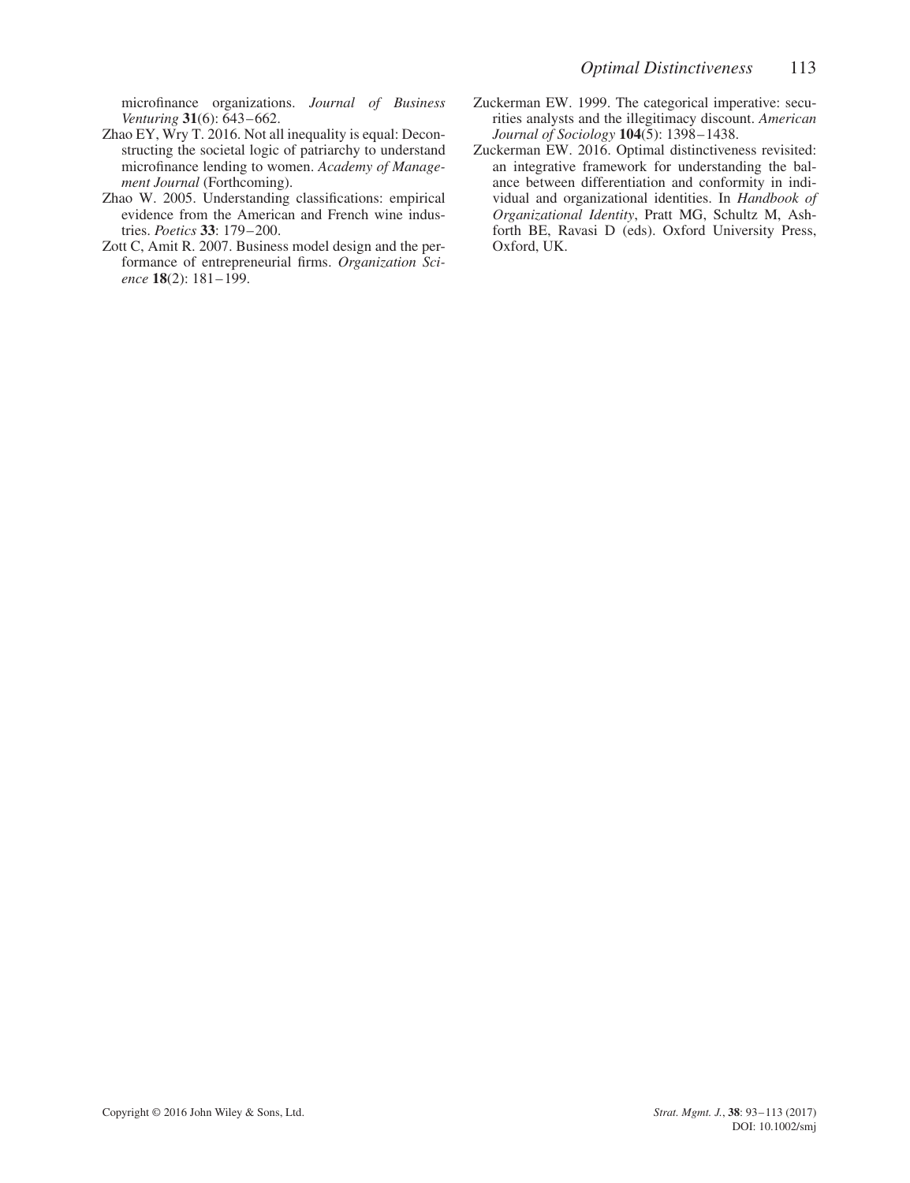microfinance organizations. *Journal of Business Venturing* **31**(6): 643–662.

Zhao EY, Wry T. 2016. Not all inequality is equal: Deconstructing the societal logic of patriarchy to understand microfinance lending to women. *Academy of Management Journal* (Forthcoming).

Zhao W. 2005. Understanding classifications: empirical evidence from the American and French wine industries. *Poetics* **33**: 179–200.

Zott C, Amit R. 2007. Business model design and the performance of entrepreneurial firms. *Organization Science* **18**(2): 181–199.

Zuckerman EW. 1999. The categorical imperative: securities analysts and the illegitimacy discount. *American Journal of Sociology* **104**(5): 1398–1438.

Zuckerman EW. 2016. Optimal distinctiveness revisited: an integrative framework for understanding the balance between differentiation and conformity in individual and organizational identities. In *Handbook of Organizational Identity*, Pratt MG, Schultz M, Ashforth BE, Ravasi D (eds). Oxford University Press, Oxford, UK.